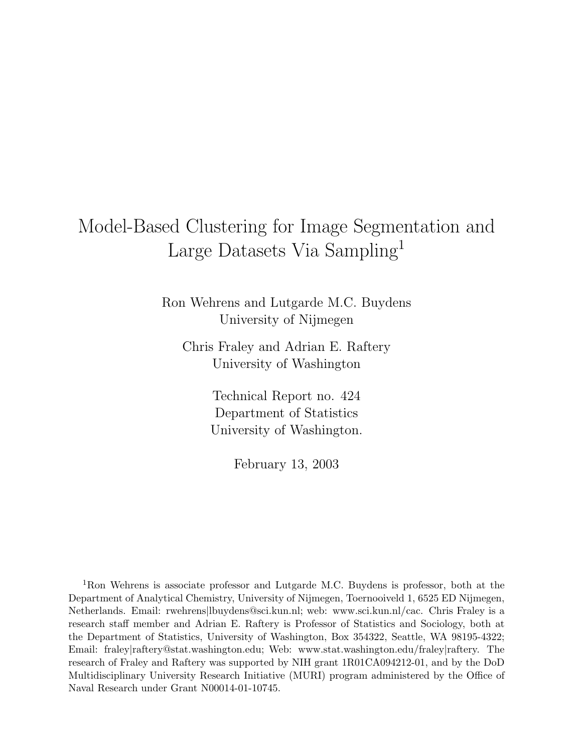# Model-Based Clustering for Image Segmentation and Large Datasets Via Sampling[1]

Ron Wehrens and Lutgarde M.C. Buydens
University of Nijmegen

Chris Fraley and Adrian E. Raftery
University of Washington

Technical Report no. 424
Department of Statistics
University of Washington.

February 13, 2003

[1] Ron Wehrens is associate professor and Lutgarde M.C. Buydens is professor, both at the Department of Analytical Chemistry, University of Nijmegen, Toernooiveld 1, 6525 ED Nijmegen, Netherlands. Email: rwehrens|lbuydens@sci.kun.nl; web: www.sci.kun.nl/cac. Chris Fraley is a research staff member and Adrian E. Raftery is Professor of Statistics and Sociology, both at the Department of Statistics, University of Washington, Box 354322, Seattle, WA 98195-4322; Email: fraley|raftery@stat.washington.edu; Web: www.stat.washington.edu/fraley|raftery. The research of Fraley and Raftery was supported by NIH grant 1R01CA094212-01, and by the DoD Multidisciplinary University Research Initiative (MURI) program administered by the Office of Naval Research under Grant N00014-01-10745.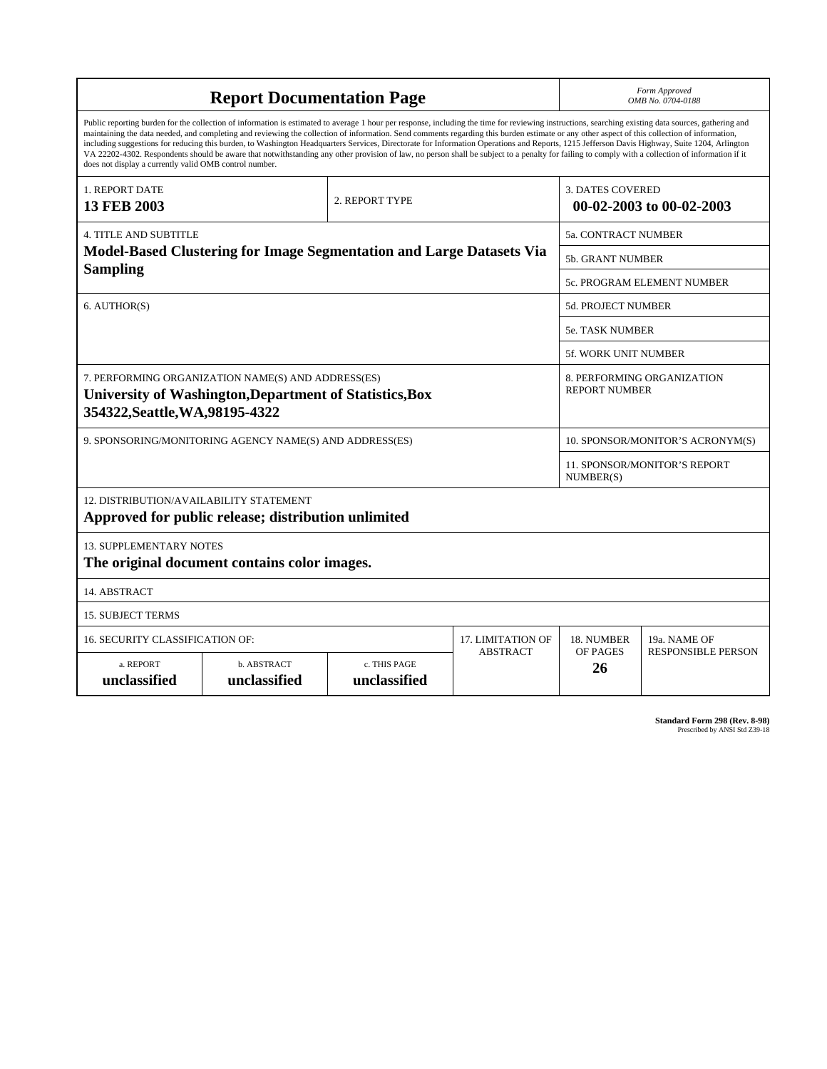# Report Documentation Page

*Form Approved*
*OMB No. 0704-0188*

Public reporting burden for the collection of information is estimated to average 1 hour per response, including the time for reviewing instructions, searching existing data sources, gathering and maintaining the data needed, and completing and reviewing the collection of information. Send comments regarding this burden estimate or any other aspect of this collection of information, including suggestions for reducing this burden, to Washington Headquarters Services, Directorate for Information Operations and Reports, 1215 Jefferson Davis Highway, Suite 1204, Arlington VA 22202-4302. Respondents should be aware that notwithstanding any other provision of law, no person shall be subject to a penalty for failing to comply with a collection of information if it does not display a currently valid OMB control number.

| 1. REPORT DATE | 2. REPORT TYPE | 3. DATES COVERED |
|---|---|---|
| **13 FEB 2003** | | **00-02-2003 to 00-02-2003** |

| 4. TITLE AND SUBTITLE | |
|---|---|
| **Model-Based Clustering for Image Segmentation and Large Datasets Via Sampling** | 5a. CONTRACT NUMBER |
| | 5b. GRANT NUMBER |
| | 5c. PROGRAM ELEMENT NUMBER |
| 6. AUTHOR(S) | 5d. PROJECT NUMBER |
| | 5e. TASK NUMBER |
| | 5f. WORK UNIT NUMBER |
| 7. PERFORMING ORGANIZATION NAME(S) AND ADDRESS(ES) **University of Washington,Department of Statistics,Box 354322,Seattle,WA,98195-4322** | 8. PERFORMING ORGANIZATION REPORT NUMBER |
| 9. SPONSORING/MONITORING AGENCY NAME(S) AND ADDRESS(ES) | 10. SPONSOR/MONITOR'S ACRONYM(S) |
| | 11. SPONSOR/MONITOR'S REPORT NUMBER(S) |

12. DISTRIBUTION/AVAILABILITY STATEMENT

**Approved for public release; distribution unlimited**

13. SUPPLEMENTARY NOTES

**The original document contains color images.**

14. ABSTRACT

15. SUBJECT TERMS

| 16. SECURITY CLASSIFICATION OF: | | | 17. LIMITATION OF ABSTRACT | 18. NUMBER OF PAGES | 19a. NAME OF RESPONSIBLE PERSON |
|---|---|---|---|---|---|
| a. REPORT | b. ABSTRACT | c. THIS PAGE | | | |
| **unclassified** | **unclassified** | **unclassified** | | **26** | |

**Standard Form 298 (Rev. 8-98)**
Prescribed by ANSI Std Z39-18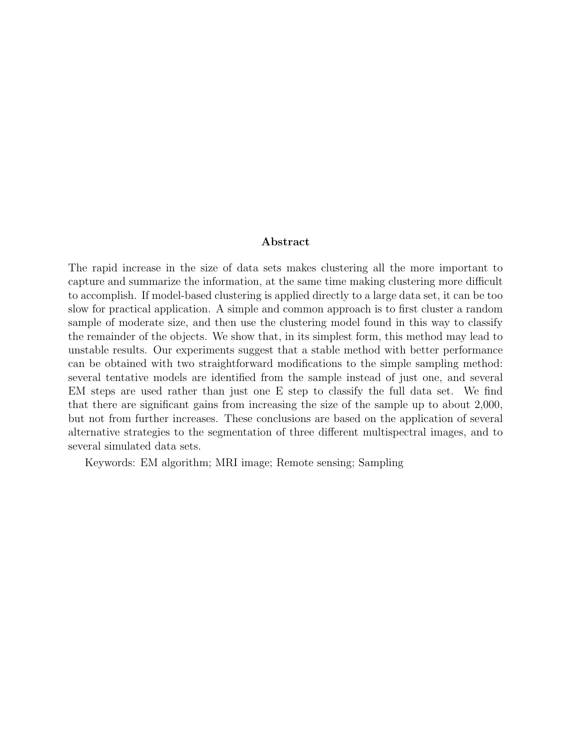## Abstract

The rapid increase in the size of data sets makes clustering all the more important to capture and summarize the information, at the same time making clustering more difficult to accomplish. If model-based clustering is applied directly to a large data set, it can be too slow for practical application. A simple and common approach is to first cluster a random sample of moderate size, and then use the clustering model found in this way to classify the remainder of the objects. We show that, in its simplest form, this method may lead to unstable results. Our experiments suggest that a stable method with better performance can be obtained with two straightforward modifications to the simple sampling method: several tentative models are identified from the sample instead of just one, and several EM steps are used rather than just one E step to classify the full data set. We find that there are significant gains from increasing the size of the sample up to about 2,000, but not from further increases. These conclusions are based on the application of several alternative strategies to the segmentation of three different multispectral images, and to several simulated data sets.

Keywords: EM algorithm; MRI image; Remote sensing; Sampling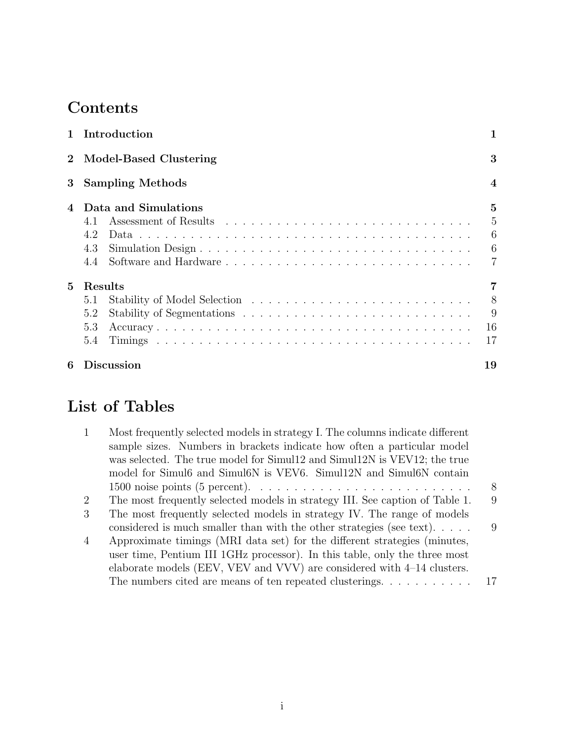# Contents

| | | |
|---|---|---|
| **1** | **Introduction** | **1** |
| **2** | **Model-Based Clustering** | **3** |
| **3** | **Sampling Methods** | **4** |
| **4** | **Data and Simulations** | **5** |
| | 4.1 Assessment of Results | 5 |
| | 4.2 Data | 6 |
| | 4.3 Simulation Design | 6 |
| | 4.4 Software and Hardware | 7 |
| **5** | **Results** | **7** |
| | 5.1 Stability of Model Selection | 8 |
| | 5.2 Stability of Segmentations | 9 |
| | 5.3 Accuracy | 16 |
| | 5.4 Timings | 17 |
| **6** | **Discussion** | **19** |

# List of Tables

| | | |
|---|---|---|
| 1 | Most frequently selected models in strategy I. The columns indicate different sample sizes. Numbers in brackets indicate how often a particular model was selected. The true model for Simul12 and Simul12N is VEV12; the true model for Simul6 and Simul6N is VEV6. Simul12N and Simul6N contain 1500 noise points (5 percent). | 8 |
| 2 | The most frequently selected models in strategy III. See caption of Table 1. | 9 |
| 3 | The most frequently selected models in strategy IV. The range of models considered is much smaller than with the other strategies (see text). | 9 |
| 4 | Approximate timings (MRI data set) for the different strategies (minutes, user time, Pentium III 1GHz processor). In this table, only the three most elaborate models (EEV, VEV and VVV) are considered with 4–14 clusters. The numbers cited are means of ten repeated clusterings. | 17 |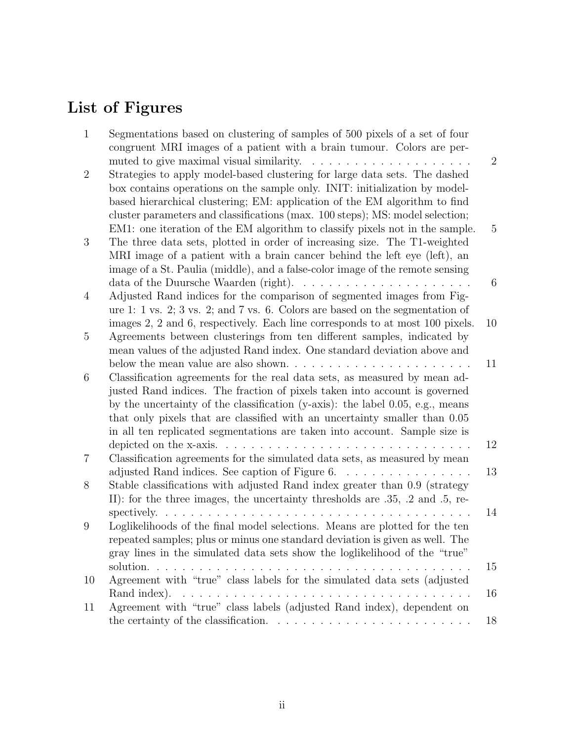# List of Figures

| | | |
|---|---|---|
| 1 | Segmentations based on clustering of samples of 500 pixels of a set of four congruent MRI images of a patient with a brain tumour. Colors are permuted to give maximal visual similarity. | 2 |
| 2 | Strategies to apply model-based clustering for large data sets. The dashed box contains operations on the sample only. INIT: initialization by model-based hierarchical clustering; EM: application of the EM algorithm to find cluster parameters and classifications (max. 100 steps); MS: model selection; EM1: one iteration of the EM algorithm to classify pixels not in the sample. | 5 |
| 3 | The three data sets, plotted in order of increasing size. The T1-weighted MRI image of a patient with a brain cancer behind the left eye (left), an image of a St. Paulia (middle), and a false-color image of the remote sensing data of the Duursche Waarden (right). | 6 |
| 4 | Adjusted Rand indices for the comparison of segmented images from Figure 1: 1 vs. 2; 3 vs. 2; and 7 vs. 6. Colors are based on the segmentation of images 2, 2 and 6, respectively. Each line corresponds to at most 100 pixels. | 10 |
| 5 | Agreements between clusterings from ten different samples, indicated by mean values of the adjusted Rand index. One standard deviation above and below the mean value are also shown. | 11 |
| 6 | Classification agreements for the real data sets, as measured by mean adjusted Rand indices. The fraction of pixels taken into account is governed by the uncertainty of the classification (y-axis): the label 0.05, e.g., means that only pixels that are classified with an uncertainty smaller than 0.05 in all ten replicated segmentations are taken into account. Sample size is depicted on the x-axis. | 12 |
| 7 | Classification agreements for the simulated data sets, as measured by mean adjusted Rand indices. See caption of Figure 6. | 13 |
| 8 | Stable classifications with adjusted Rand index greater than 0.9 (strategy II): for the three images, the uncertainty thresholds are .35, .2 and .5, respectively. | 14 |
| 9 | Loglikelihoods of the final model selections. Means are plotted for the ten repeated samples; plus or minus one standard deviation is given as well. The gray lines in the simulated data sets show the loglikelihood of the "true" solution. | 15 |
| 10 | Agreement with "true" class labels for the simulated data sets (adjusted Rand index). | 16 |
| 11 | Agreement with "true" class labels (adjusted Rand index), dependent on the certainty of the classification. | 18 |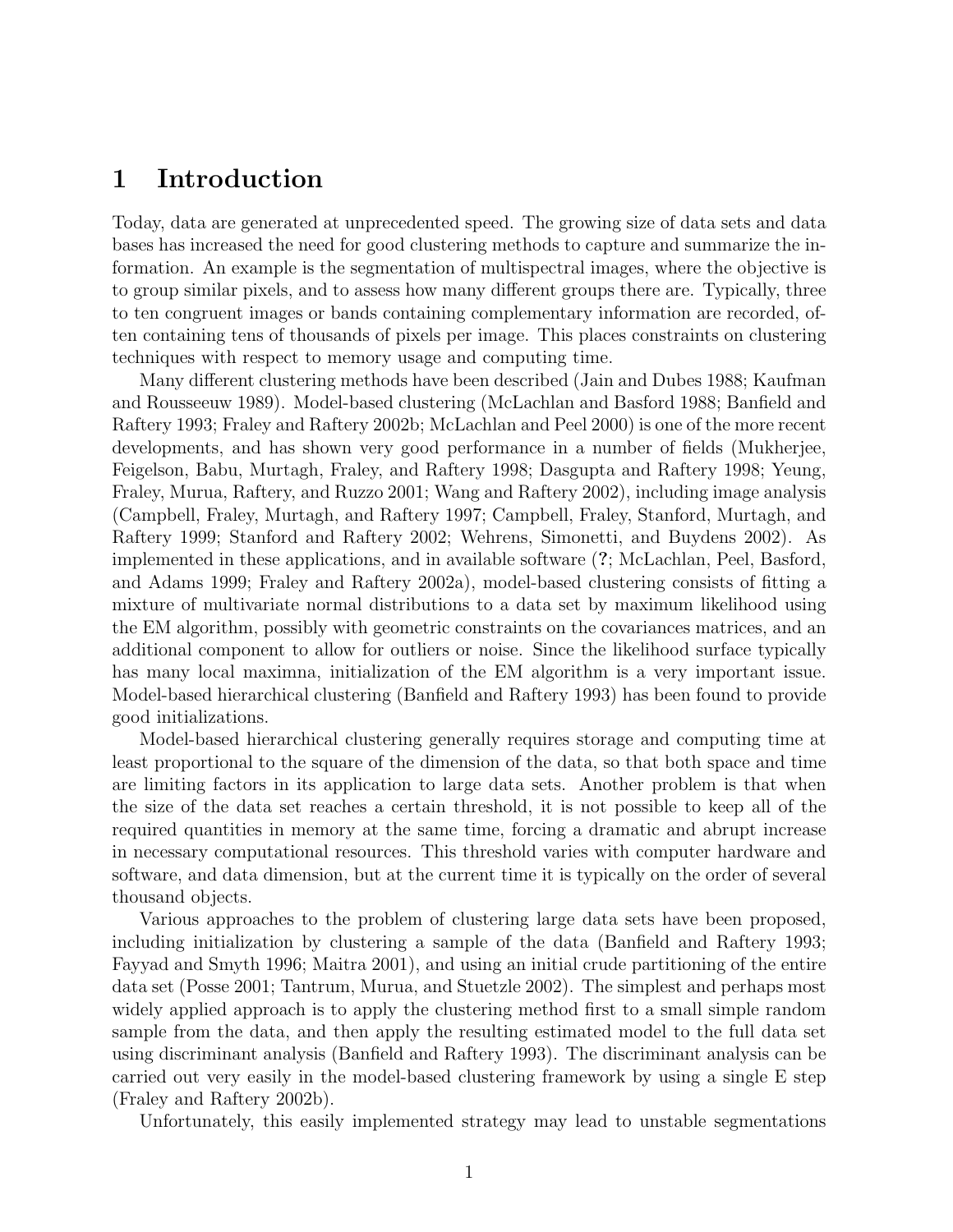# 1 Introduction

Today, data are generated at unprecedented speed. The growing size of data sets and data bases has increased the need for good clustering methods to capture and summarize the information. An example is the segmentation of multispectral images, where the objective is to group similar pixels, and to assess how many different groups there are. Typically, three to ten congruent images or bands containing complementary information are recorded, often containing tens of thousands of pixels per image. This places constraints on clustering techniques with respect to memory usage and computing time.

Many different clustering methods have been described (Jain and Dubes 1988; Kaufman and Rousseeuw 1989). Model-based clustering (McLachlan and Basford 1988; Banfield and Raftery 1993; Fraley and Raftery 2002b; McLachlan and Peel 2000) is one of the more recent developments, and has shown very good performance in a number of fields (Mukherjee, Feigelson, Babu, Murtagh, Fraley, and Raftery 1998; Dasgupta and Raftery 1998; Yeung, Fraley, Murua, Raftery, and Ruzzo 2001; Wang and Raftery 2002), including image analysis (Campbell, Fraley, Murtagh, and Raftery 1997; Campbell, Fraley, Stanford, Murtagh, and Raftery 1999; Stanford and Raftery 2002; Wehrens, Simonetti, and Buydens 2002). As implemented in these applications, and in available software (**?**; McLachlan, Peel, Basford, and Adams 1999; Fraley and Raftery 2002a), model-based clustering consists of fitting a mixture of multivariate normal distributions to a data set by maximum likelihood using the EM algorithm, possibly with geometric constraints on the covariances matrices, and an additional component to allow for outliers or noise. Since the likelihood surface typically has many local maximna, initialization of the EM algorithm is a very important issue. Model-based hierarchical clustering (Banfield and Raftery 1993) has been found to provide good initializations.

Model-based hierarchical clustering generally requires storage and computing time at least proportional to the square of the dimension of the data, so that both space and time are limiting factors in its application to large data sets. Another problem is that when the size of the data set reaches a certain threshold, it is not possible to keep all of the required quantities in memory at the same time, forcing a dramatic and abrupt increase in necessary computational resources. This threshold varies with computer hardware and software, and data dimension, but at the current time it is typically on the order of several thousand objects.

Various approaches to the problem of clustering large data sets have been proposed, including initialization by clustering a sample of the data (Banfield and Raftery 1993; Fayyad and Smyth 1996; Maitra 2001), and using an initial crude partitioning of the entire data set (Posse 2001; Tantrum, Murua, and Stuetzle 2002). The simplest and perhaps most widely applied approach is to apply the clustering method first to a small simple random sample from the data, and then apply the resulting estimated model to the full data set using discriminant analysis (Banfield and Raftery 1993). The discriminant analysis can be carried out very easily in the model-based clustering framework by using a single E step (Fraley and Raftery 2002b).

Unfortunately, this easily implemented strategy may lead to unstable segmentations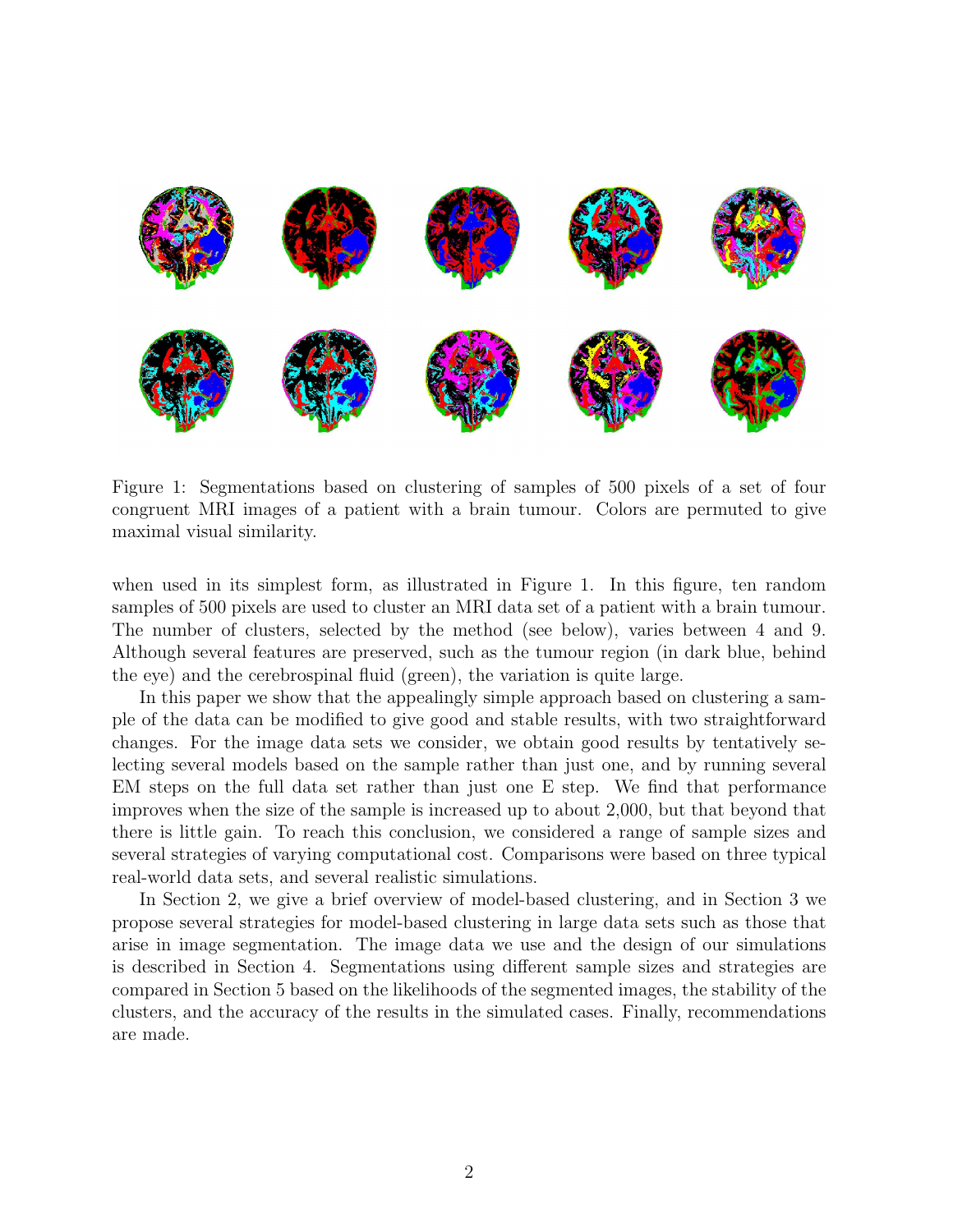Figure 1: Segmentations based on clustering of samples of 500 pixels of a set of four congruent MRI images of a patient with a brain tumour. Colors are permuted to give maximal visual similarity.

when used in its simplest form, as illustrated in Figure 1. In this figure, ten random samples of 500 pixels are used to cluster an MRI data set of a patient with a brain tumour. The number of clusters, selected by the method (see below), varies between 4 and 9. Although several features are preserved, such as the tumour region (in dark blue, behind the eye) and the cerebrospinal fluid (green), the variation is quite large.

In this paper we show that the appealingly simple approach based on clustering a sample of the data can be modified to give good and stable results, with two straightforward changes. For the image data sets we consider, we obtain good results by tentatively selecting several models based on the sample rather than just one, and by running several EM steps on the full data set rather than just one E step. We find that performance improves when the size of the sample is increased up to about 2,000, but that beyond that there is little gain. To reach this conclusion, we considered a range of sample sizes and several strategies of varying computational cost. Comparisons were based on three typical real-world data sets, and several realistic simulations.

In Section 2, we give a brief overview of model-based clustering, and in Section 3 we propose several strategies for model-based clustering in large data sets such as those that arise in image segmentation. The image data we use and the design of our simulations is described in Section 4. Segmentations using different sample sizes and strategies are compared in Section 5 based on the likelihoods of the segmented images, the stability of the clusters, and the accuracy of the results in the simulated cases. Finally, recommendations are made.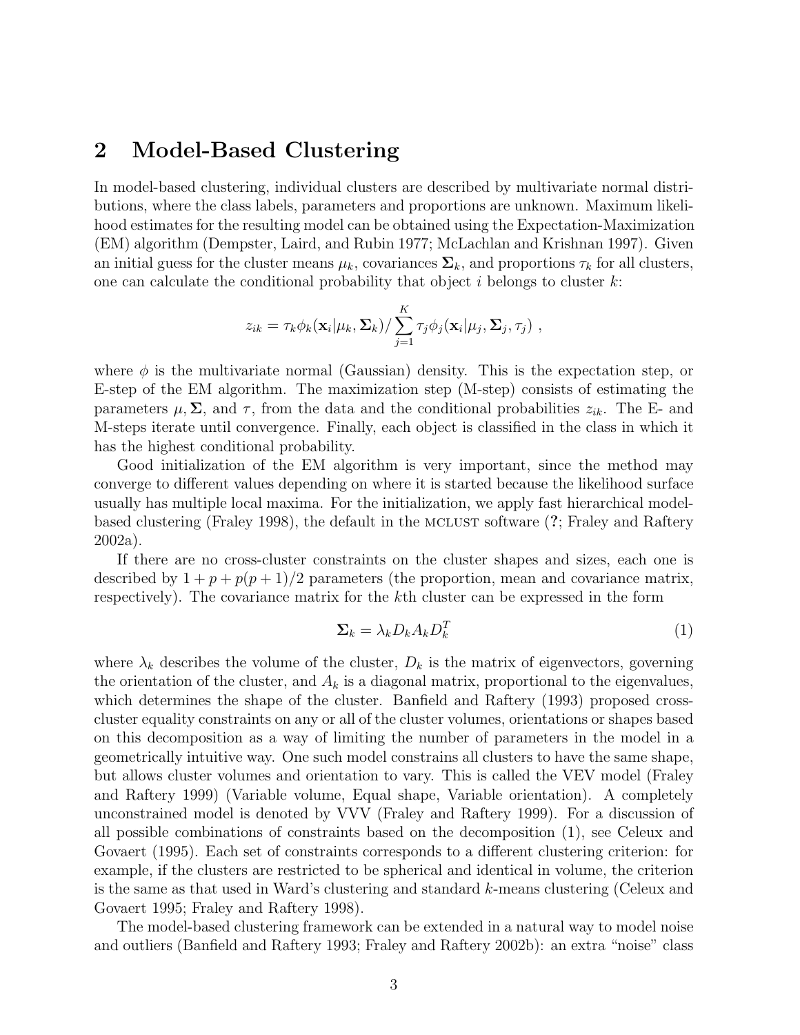## 2 Model-Based Clustering

In model-based clustering, individual clusters are described by multivariate normal distributions, where the class labels, parameters and proportions are unknown. Maximum likelihood estimates for the resulting model can be obtained using the Expectation-Maximization (EM) algorithm (Dempster, Laird, and Rubin 1977; McLachlan and Krishnan 1997). Given an initial guess for the cluster means $\mu_k$, covariances $\mathbf{\Sigma}_k$, and proportions $\tau_k$ for all clusters, one can calculate the conditional probability that object $i$ belongs to cluster $k$:

$$z_{ik} = \tau_k \phi_k(\mathbf{x}_i | \mu_k, \mathbf{\Sigma}_k) / \sum_{j=1}^{K} \tau_j \phi_j(\mathbf{x}_i | \mu_j, \mathbf{\Sigma}_j, \tau_j) \ ,$$

where $\phi$ is the multivariate normal (Gaussian) density. This is the expectation step, or E-step of the EM algorithm. The maximization step (M-step) consists of estimating the parameters $\mu, \mathbf{\Sigma}$, and $\tau$, from the data and the conditional probabilities $z_{ik}$. The E- and M-steps iterate until convergence. Finally, each object is classified in the class in which it has the highest conditional probability.

Good initialization of the EM algorithm is very important, since the method may converge to different values depending on where it is started because the likelihood surface usually has multiple local maxima. For the initialization, we apply fast hierarchical model-based clustering (Fraley 1998), the default in the MCLUST software (**?**; Fraley and Raftery 2002a).

If there are no cross-cluster constraints on the cluster shapes and sizes, each one is described by $1 + p + p(p+1)/2$ parameters (the proportion, mean and covariance matrix, respectively). The covariance matrix for the $k$th cluster can be expressed in the form

$$\mathbf{\Sigma}_k = \lambda_k D_k A_k D_k^T \tag{1}$$

where $\lambda_k$ describes the volume of the cluster, $D_k$ is the matrix of eigenvectors, governing the orientation of the cluster, and $A_k$ is a diagonal matrix, proportional to the eigenvalues, which determines the shape of the cluster. Banfield and Raftery (1993) proposed cross-cluster equality constraints on any or all of the cluster volumes, orientations or shapes based on this decomposition as a way of limiting the number of parameters in the model in a geometrically intuitive way. One such model constrains all clusters to have the same shape, but allows cluster volumes and orientation to vary. This is called the VEV model (Fraley and Raftery 1999) (Variable volume, Equal shape, Variable orientation). A completely unconstrained model is denoted by VVV (Fraley and Raftery 1999). For a discussion of all possible combinations of constraints based on the decomposition (1), see Celeux and Govaert (1995). Each set of constraints corresponds to a different clustering criterion: for example, if the clusters are restricted to be spherical and identical in volume, the criterion is the same as that used in Ward's clustering and standard $k$-means clustering (Celeux and Govaert 1995; Fraley and Raftery 1998).

The model-based clustering framework can be extended in a natural way to model noise and outliers (Banfield and Raftery 1993; Fraley and Raftery 2002b): an extra "noise" class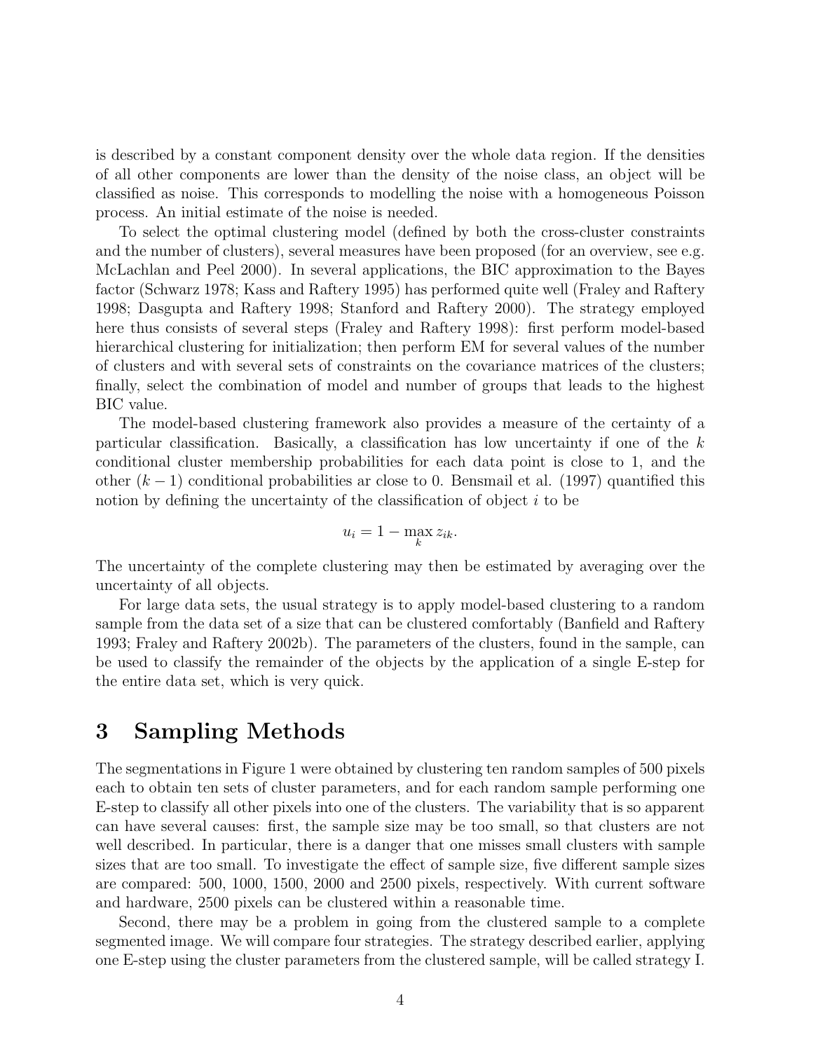is described by a constant component density over the whole data region. If the densities of all other components are lower than the density of the noise class, an object will be classified as noise. This corresponds to modelling the noise with a homogeneous Poisson process. An initial estimate of the noise is needed.

To select the optimal clustering model (defined by both the cross-cluster constraints and the number of clusters), several measures have been proposed (for an overview, see e.g. McLachlan and Peel 2000). In several applications, the BIC approximation to the Bayes factor (Schwarz 1978; Kass and Raftery 1995) has performed quite well (Fraley and Raftery 1998; Dasgupta and Raftery 1998; Stanford and Raftery 2000). The strategy employed here thus consists of several steps (Fraley and Raftery 1998): first perform model-based hierarchical clustering for initialization; then perform EM for several values of the number of clusters and with several sets of constraints on the covariance matrices of the clusters; finally, select the combination of model and number of groups that leads to the highest BIC value.

The model-based clustering framework also provides a measure of the certainty of a particular classification. Basically, a classification has low uncertainty if one of the $k$ conditional cluster membership probabilities for each data point is close to 1, and the other $(k-1)$ conditional probabilities ar close to 0. Bensmail et al. (1997) quantified this notion by defining the uncertainty of the classification of object $i$ to be

$$u_i = 1 - \max_k z_{ik}.$$

The uncertainty of the complete clustering may then be estimated by averaging over the uncertainty of all objects.

For large data sets, the usual strategy is to apply model-based clustering to a random sample from the data set of a size that can be clustered comfortably (Banfield and Raftery 1993; Fraley and Raftery 2002b). The parameters of the clusters, found in the sample, can be used to classify the remainder of the objects by the application of a single E-step for the entire data set, which is very quick.

# 3 Sampling Methods

The segmentations in Figure 1 were obtained by clustering ten random samples of 500 pixels each to obtain ten sets of cluster parameters, and for each random sample performing one E-step to classify all other pixels into one of the clusters. The variability that is so apparent can have several causes: first, the sample size may be too small, so that clusters are not well described. In particular, there is a danger that one misses small clusters with sample sizes that are too small. To investigate the effect of sample size, five different sample sizes are compared: 500, 1000, 1500, 2000 and 2500 pixels, respectively. With current software and hardware, 2500 pixels can be clustered within a reasonable time.

Second, there may be a problem in going from the clustered sample to a complete segmented image. We will compare four strategies. The strategy described earlier, applying one E-step using the cluster parameters from the clustered sample, will be called strategy I.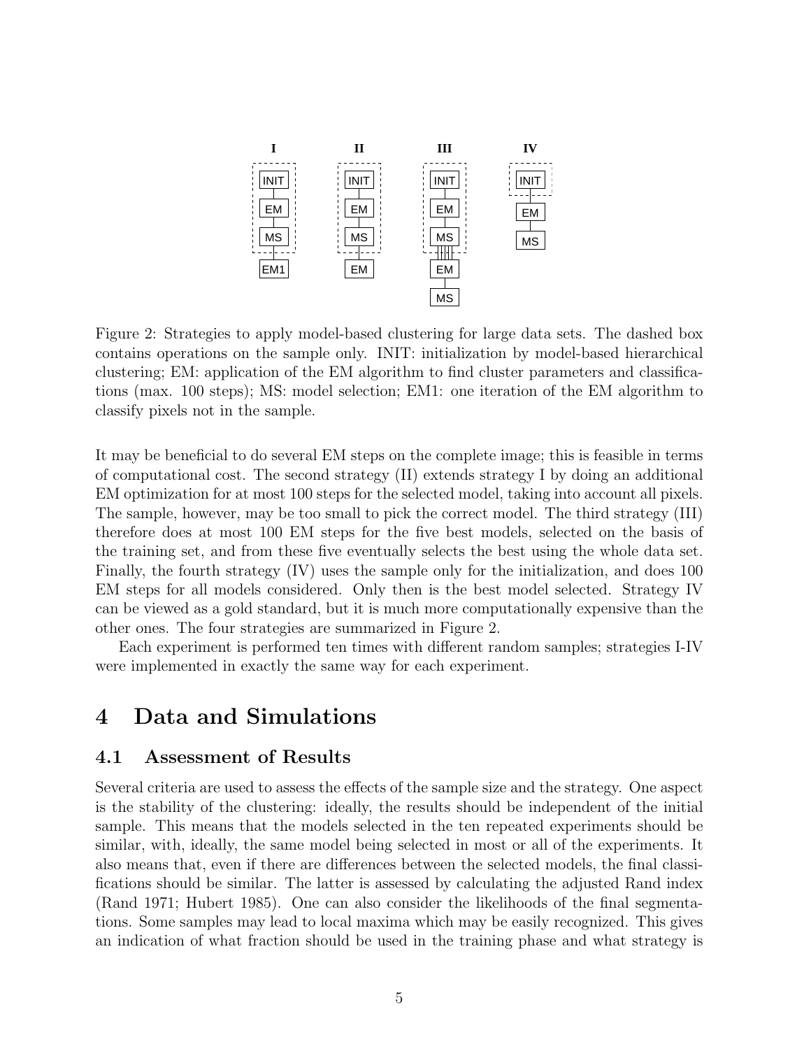Figure 2: Strategies to apply model-based clustering for large data sets. The dashed box contains operations on the sample only. INIT: initialization by model-based hierarchical clustering; EM: application of the EM algorithm to find cluster parameters and classifications (max. 100 steps); MS: model selection; EM1: one iteration of the EM algorithm to classify pixels not in the sample.

It may be beneficial to do several EM steps on the complete image; this is feasible in terms of computational cost. The second strategy (II) extends strategy I by doing an additional EM optimization for at most 100 steps for the selected model, taking into account all pixels. The sample, however, may be too small to pick the correct model. The third strategy (III) therefore does at most 100 EM steps for the five best models, selected on the basis of the training set, and from these five eventually selects the best using the whole data set. Finally, the fourth strategy (IV) uses the sample only for the initialization, and does 100 EM steps for all models considered. Only then is the best model selected. Strategy IV can be viewed as a gold standard, but it is much more computationally expensive than the other ones. The four strategies are summarized in Figure 2.

Each experiment is performed ten times with different random samples; strategies I-IV were implemented in exactly the same way for each experiment.

# 4 Data and Simulations

## 4.1 Assessment of Results

Several criteria are used to assess the effects of the sample size and the strategy. One aspect is the stability of the clustering: ideally, the results should be independent of the initial sample. This means that the models selected in the ten repeated experiments should be similar, with, ideally, the same model being selected in most or all of the experiments. It also means that, even if there are differences between the selected models, the final classifications should be similar. The latter is assessed by calculating the adjusted Rand index (Rand 1971; Hubert 1985). One can also consider the likelihoods of the final segmentations. Some samples may lead to local maxima which may be easily recognized. This gives an indication of what fraction should be used in the training phase and what strategy is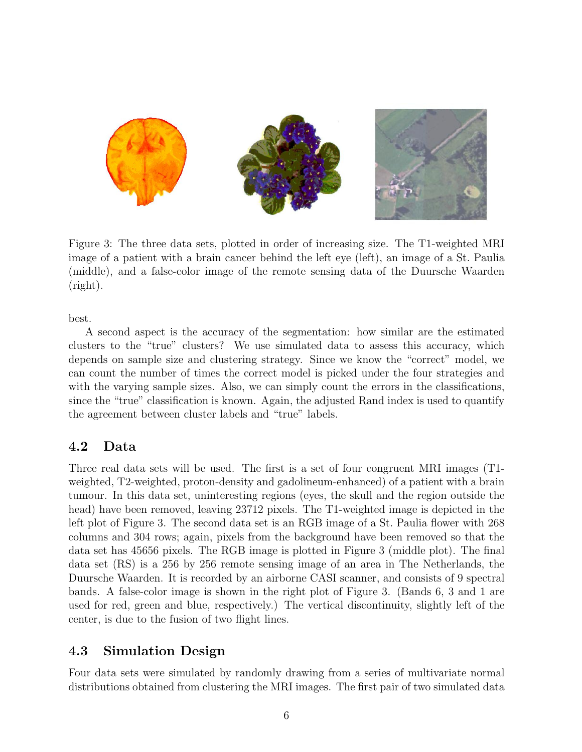Figure 3: The three data sets, plotted in order of increasing size. The T1-weighted MRI image of a patient with a brain cancer behind the left eye (left), an image of a St. Paulia (middle), and a false-color image of the remote sensing data of the Duursche Waarden (right).

best.

A second aspect is the accuracy of the segmentation: how similar are the estimated clusters to the "true" clusters? We use simulated data to assess this accuracy, which depends on sample size and clustering strategy. Since we know the "correct" model, we can count the number of times the correct model is picked under the four strategies and with the varying sample sizes. Also, we can simply count the errors in the classifications, since the "true" classification is known. Again, the adjusted Rand index is used to quantify the agreement between cluster labels and "true" labels.

### 4.2 Data

Three real data sets will be used. The first is a set of four congruent MRI images (T1-weighted, T2-weighted, proton-density and gadolineum-enhanced) of a patient with a brain tumour. In this data set, uninteresting regions (eyes, the skull and the region outside the head) have been removed, leaving 23712 pixels. The T1-weighted image is depicted in the left plot of Figure 3. The second data set is an RGB image of a St. Paulia flower with 268 columns and 304 rows; again, pixels from the background have been removed so that the data set has 45656 pixels. The RGB image is plotted in Figure 3 (middle plot). The final data set (RS) is a 256 by 256 remote sensing image of an area in The Netherlands, the Duursche Waarden. It is recorded by an airborne CASI scanner, and consists of 9 spectral bands. A false-color image is shown in the right plot of Figure 3. (Bands 6, 3 and 1 are used for red, green and blue, respectively.) The vertical discontinuity, slightly left of the center, is due to the fusion of two flight lines.

### 4.3 Simulation Design

Four data sets were simulated by randomly drawing from a series of multivariate normal distributions obtained from clustering the MRI images. The first pair of two simulated data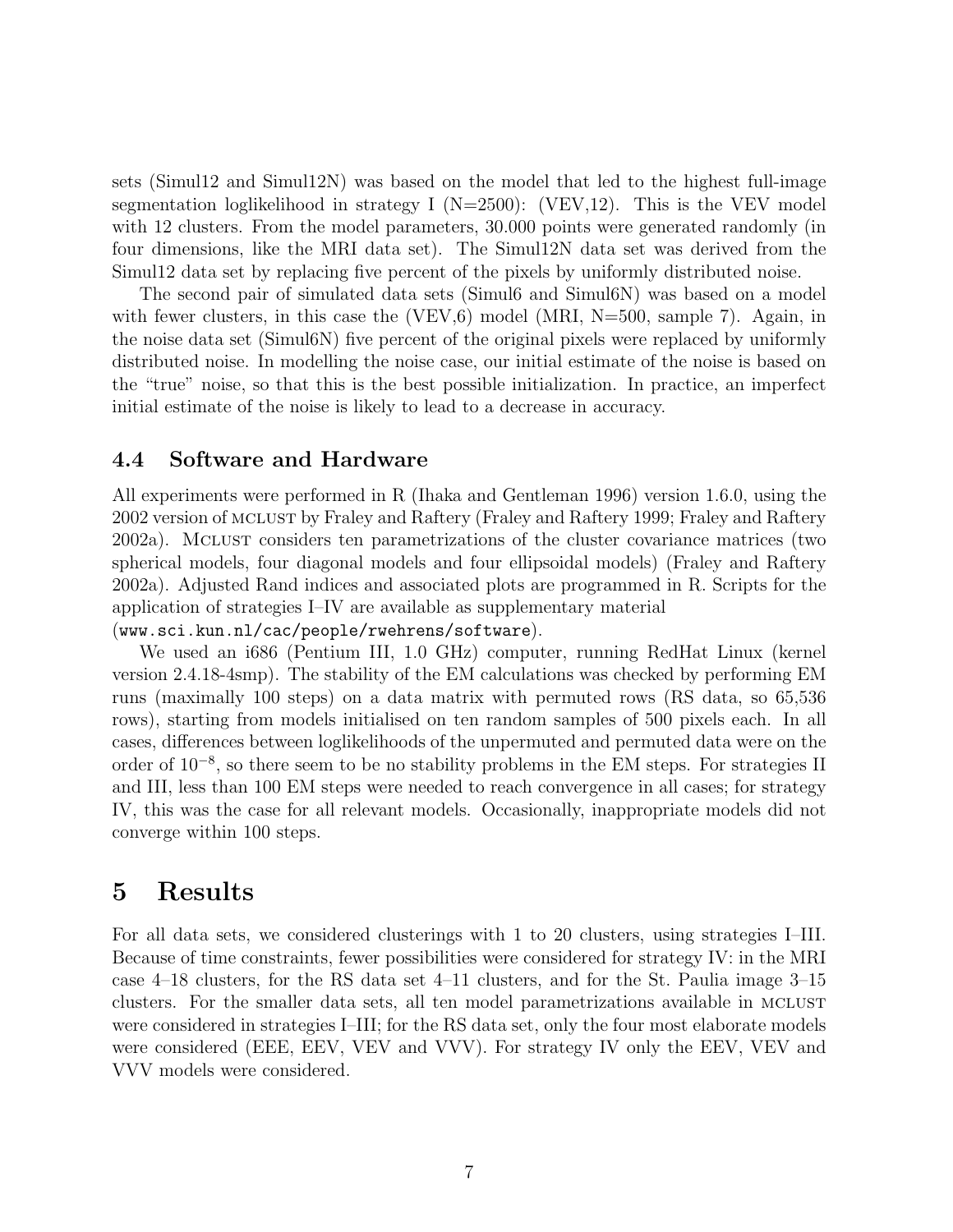sets (Simul12 and Simul12N) was based on the model that led to the highest full-image segmentation loglikelihood in strategy I (N=2500): (VEV,12). This is the VEV model with 12 clusters. From the model parameters, 30.000 points were generated randomly (in four dimensions, like the MRI data set). The Simul12N data set was derived from the Simul12 data set by replacing five percent of the pixels by uniformly distributed noise.

The second pair of simulated data sets (Simul6 and Simul6N) was based on a model with fewer clusters, in this case the (VEV,6) model (MRI, N=500, sample 7). Again, in the noise data set (Simul6N) five percent of the original pixels were replaced by uniformly distributed noise. In modelling the noise case, our initial estimate of the noise is based on the "true" noise, so that this is the best possible initialization. In practice, an imperfect initial estimate of the noise is likely to lead to a decrease in accuracy.

### 4.4 Software and Hardware

All experiments were performed in R (Ihaka and Gentleman 1996) version 1.6.0, using the 2002 version of MCLUST by Fraley and Raftery (Fraley and Raftery 1999; Fraley and Raftery 2002a). MCLUST considers ten parametrizations of the cluster covariance matrices (two spherical models, four diagonal models and four ellipsoidal models) (Fraley and Raftery 2002a). Adjusted Rand indices and associated plots are programmed in R. Scripts for the application of strategies I–IV are available as supplementary material (`www.sci.kun.nl/cac/people/rwehrens/software`).

We used an i686 (Pentium III, 1.0 GHz) computer, running RedHat Linux (kernel version 2.4.18-4smp). The stability of the EM calculations was checked by performing EM runs (maximally 100 steps) on a data matrix with permuted rows (RS data, so 65,536 rows), starting from models initialised on ten random samples of 500 pixels each. In all cases, differences between loglikelihoods of the unpermuted and permuted data were on the order of $10^{-8}$, so there seem to be no stability problems in the EM steps. For strategies II and III, less than 100 EM steps were needed to reach convergence in all cases; for strategy IV, this was the case for all relevant models. Occasionally, inappropriate models did not converge within 100 steps.

## 5 Results

For all data sets, we considered clusterings with 1 to 20 clusters, using strategies I–III. Because of time constraints, fewer possibilities were considered for strategy IV: in the MRI case 4–18 clusters, for the RS data set 4–11 clusters, and for the St. Paulia image 3–15 clusters. For the smaller data sets, all ten model parametrizations available in MCLUST were considered in strategies I–III; for the RS data set, only the four most elaborate models were considered (EEE, EEV, VEV and VVV). For strategy IV only the EEV, VEV and VVV models were considered.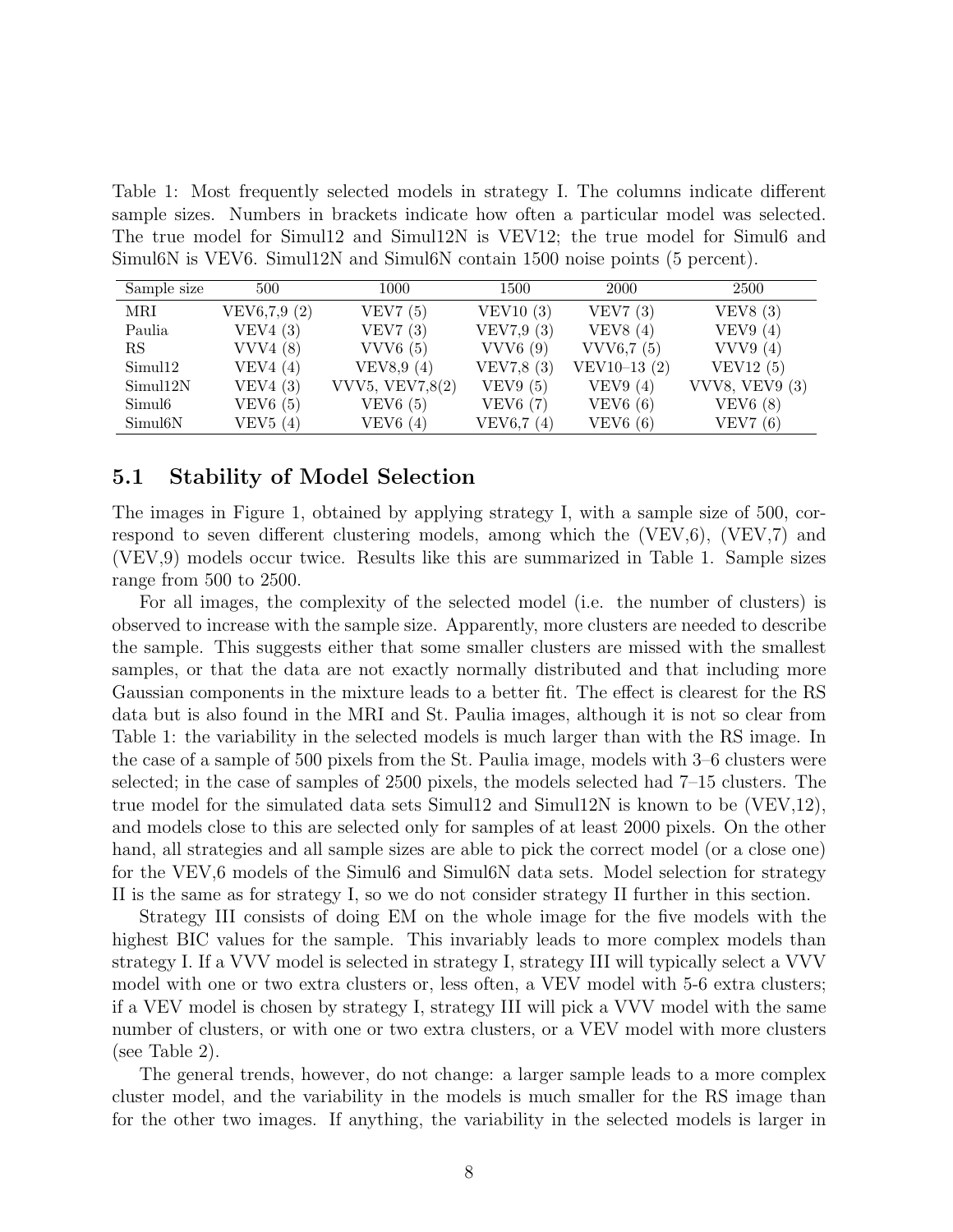Table 1: Most frequently selected models in strategy I. The columns indicate different sample sizes. Numbers in brackets indicate how often a particular model was selected. The true model for Simul12 and Simul12N is VEV12; the true model for Simul6 and Simul6N is VEV6. Simul12N and Simul6N contain 1500 noise points (5 percent).

| Sample size | 500 | 1000 | 1500 | 2000 | 2500 |
|---|---|---|---|---|---|
| MRI | VEV6,7,9 (2) | VEV7 (5) | VEV10 (3) | VEV7 (3) | VEV8 (3) |
| Paulia | VEV4 (3) | VEV7 (3) | VEV7,9 (3) | VEV8 (4) | VEV9 (4) |
| RS | VVV4 (8) | VVV6 (5) | VVV6 (9) | VVV6,7 (5) | VVV9 (4) |
| Simul12 | VEV4 (4) | VEV8,9 (4) | VEV7,8 (3) | VEV10–13 (2) | VEV12 (5) |
| Simul12N | VEV4 (3) | VVV5, VEV7,8(2) | VEV9 (5) | VEV9 (4) | VVV8, VEV9 (3) |
| Simul6 | VEV6 (5) | VEV6 (5) | VEV6 (7) | VEV6 (6) | VEV6 (8) |
| Simul6N | VEV5 (4) | VEV6 (4) | VEV6,7 (4) | VEV6 (6) | VEV7 (6) |

### 5.1 Stability of Model Selection

The images in Figure 1, obtained by applying strategy I, with a sample size of 500, correspond to seven different clustering models, among which the (VEV,6), (VEV,7) and (VEV,9) models occur twice. Results like this are summarized in Table 1. Sample sizes range from 500 to 2500.

For all images, the complexity of the selected model (i.e. the number of clusters) is observed to increase with the sample size. Apparently, more clusters are needed to describe the sample. This suggests either that some smaller clusters are missed with the smallest samples, or that the data are not exactly normally distributed and that including more Gaussian components in the mixture leads to a better fit. The effect is clearest for the RS data but is also found in the MRI and St. Paulia images, although it is not so clear from Table 1: the variability in the selected models is much larger than with the RS image. In the case of a sample of 500 pixels from the St. Paulia image, models with 3–6 clusters were selected; in the case of samples of 2500 pixels, the models selected had 7–15 clusters. The true model for the simulated data sets Simul12 and Simul12N is known to be (VEV,12), and models close to this are selected only for samples of at least 2000 pixels. On the other hand, all strategies and all sample sizes are able to pick the correct model (or a close one) for the VEV,6 models of the Simul6 and Simul6N data sets. Model selection for strategy II is the same as for strategy I, so we do not consider strategy II further in this section.

Strategy III consists of doing EM on the whole image for the five models with the highest BIC values for the sample. This invariably leads to more complex models than strategy I. If a VVV model is selected in strategy I, strategy III will typically select a VVV model with one or two extra clusters or, less often, a VEV model with 5-6 extra clusters; if a VEV model is chosen by strategy I, strategy III will pick a VVV model with the same number of clusters, or with one or two extra clusters, or a VEV model with more clusters (see Table 2).

The general trends, however, do not change: a larger sample leads to a more complex cluster model, and the variability in the models is much smaller for the RS image than for the other two images. If anything, the variability in the selected models is larger in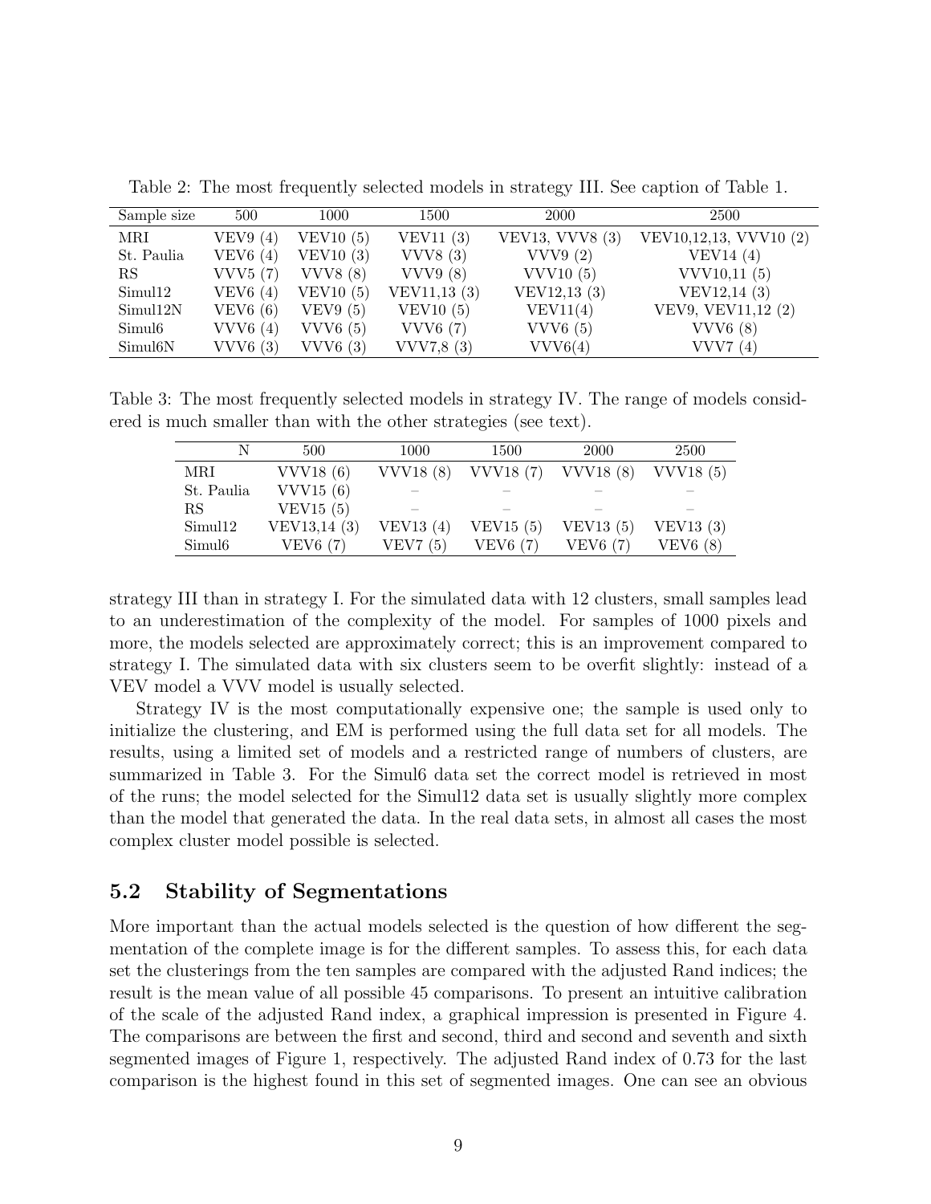Table 2: The most frequently selected models in strategy III. See caption of Table 1.

| Sample size | 500 | 1000 | 1500 | 2000 | 2500 |
|---|---|---|---|---|---|
| MRI | VEV9 (4) | VEV10 (5) | VEV11 (3) | VEV13, VVV8 (3) | VEV10,12,13, VVV10 (2) |
| St. Paulia | VEV6 (4) | VEV10 (3) | VVV8 (3) | VVV9 (2) | VEV14 (4) |
| RS | VVV5 (7) | VVV8 (8) | VVV9 (8) | VVV10 (5) | VVV10,11 (5) |
| Simul12 | VEV6 (4) | VEV10 (5) | VEV11,13 (3) | VEV12,13 (3) | VEV12,14 (3) |
| Simul12N | VEV6 (6) | VEV9 (5) | VEV10 (5) | VEV11(4) | VEV9, VEV11,12 (2) |
| Simul6 | VVV6 (4) | VVV6 (5) | VVV6 (7) | VVV6 (5) | VVV6 (8) |
| Simul6N | VVV6 (3) | VVV6 (3) | VVV7,8 (3) | VVV6(4) | VVV7 (4) |

Table 3: The most frequently selected models in strategy IV. The range of models considered is much smaller than with the other strategies (see text).

| N | 500 | 1000 | 1500 | 2000 | 2500 |
|---|---|---|---|---|---|
| MRI | VVV18 (6) | VVV18 (8) | VVV18 (7) | VVV18 (8) | VVV18 (5) |
| St. Paulia | VVV15 (6) | – | – | – | – |
| RS | VEV15 (5) | – | – | – | – |
| Simul12 | VEV13,14 (3) | VEV13 (4) | VEV15 (5) | VEV13 (5) | VEV13 (3) |
| Simul6 | VEV6 (7) | VEV7 (5) | VEV6 (7) | VEV6 (7) | VEV6 (8) |

strategy III than in strategy I. For the simulated data with 12 clusters, small samples lead to an underestimation of the complexity of the model. For samples of 1000 pixels and more, the models selected are approximately correct; this is an improvement compared to strategy I. The simulated data with six clusters seem to be overfit slightly: instead of a VEV model a VVV model is usually selected.

Strategy IV is the most computationally expensive one; the sample is used only to initialize the clustering, and EM is performed using the full data set for all models. The results, using a limited set of models and a restricted range of numbers of clusters, are summarized in Table 3. For the Simul6 data set the correct model is retrieved in most of the runs; the model selected for the Simul12 data set is usually slightly more complex than the model that generated the data. In the real data sets, in almost all cases the most complex cluster model possible is selected.

## 5.2 Stability of Segmentations

More important than the actual models selected is the question of how different the segmentation of the complete image is for the different samples. To assess this, for each data set the clusterings from the ten samples are compared with the adjusted Rand indices; the result is the mean value of all possible 45 comparisons. To present an intuitive calibration of the scale of the adjusted Rand index, a graphical impression is presented in Figure 4. The comparisons are between the first and second, third and second and seventh and sixth segmented images of Figure 1, respectively. The adjusted Rand index of 0.73 for the last comparison is the highest found in this set of segmented images. One can see an obvious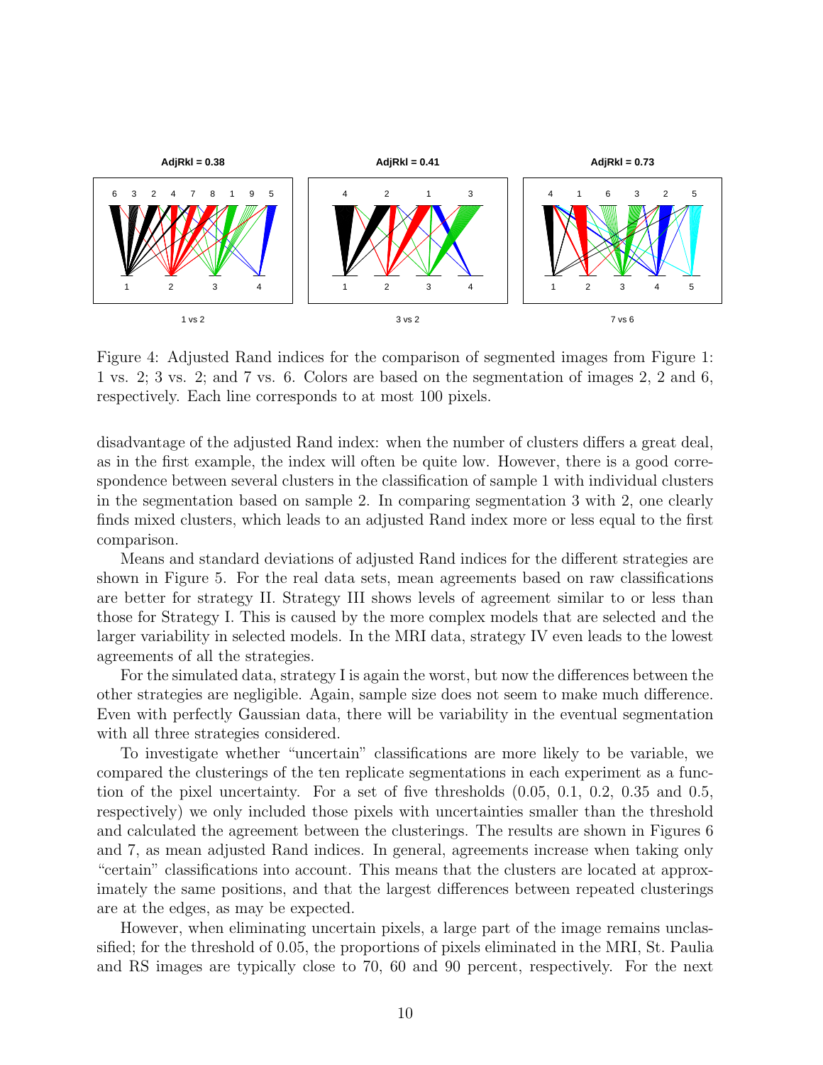Figure 4: Adjusted Rand indices for the comparison of segmented images from Figure 1: 1 vs. 2; 3 vs. 2; and 7 vs. 6. Colors are based on the segmentation of images 2, 2 and 6, respectively. Each line corresponds to at most 100 pixels.

disadvantage of the adjusted Rand index: when the number of clusters differs a great deal, as in the first example, the index will often be quite low. However, there is a good correspondence between several clusters in the classification of sample 1 with individual clusters in the segmentation based on sample 2. In comparing segmentation 3 with 2, one clearly finds mixed clusters, which leads to an adjusted Rand index more or less equal to the first comparison.

Means and standard deviations of adjusted Rand indices for the different strategies are shown in Figure 5. For the real data sets, mean agreements based on raw classifications are better for strategy II. Strategy III shows levels of agreement similar to or less than those for Strategy I. This is caused by the more complex models that are selected and the larger variability in selected models. In the MRI data, strategy IV even leads to the lowest agreements of all the strategies.

For the simulated data, strategy I is again the worst, but now the differences between the other strategies are negligible. Again, sample size does not seem to make much difference. Even with perfectly Gaussian data, there will be variability in the eventual segmentation with all three strategies considered.

To investigate whether "uncertain" classifications are more likely to be variable, we compared the clusterings of the ten replicate segmentations in each experiment as a function of the pixel uncertainty. For a set of five thresholds (0.05, 0.1, 0.2, 0.35 and 0.5, respectively) we only included those pixels with uncertainties smaller than the threshold and calculated the agreement between the clusterings. The results are shown in Figures 6 and 7, as mean adjusted Rand indices. In general, agreements increase when taking only "certain" classifications into account. This means that the clusters are located at approximately the same positions, and that the largest differences between repeated clusterings are at the edges, as may be expected.

However, when eliminating uncertain pixels, a large part of the image remains unclassified; for the threshold of 0.05, the proportions of pixels eliminated in the MRI, St. Paulia and RS images are typically close to 70, 60 and 90 percent, respectively. For the next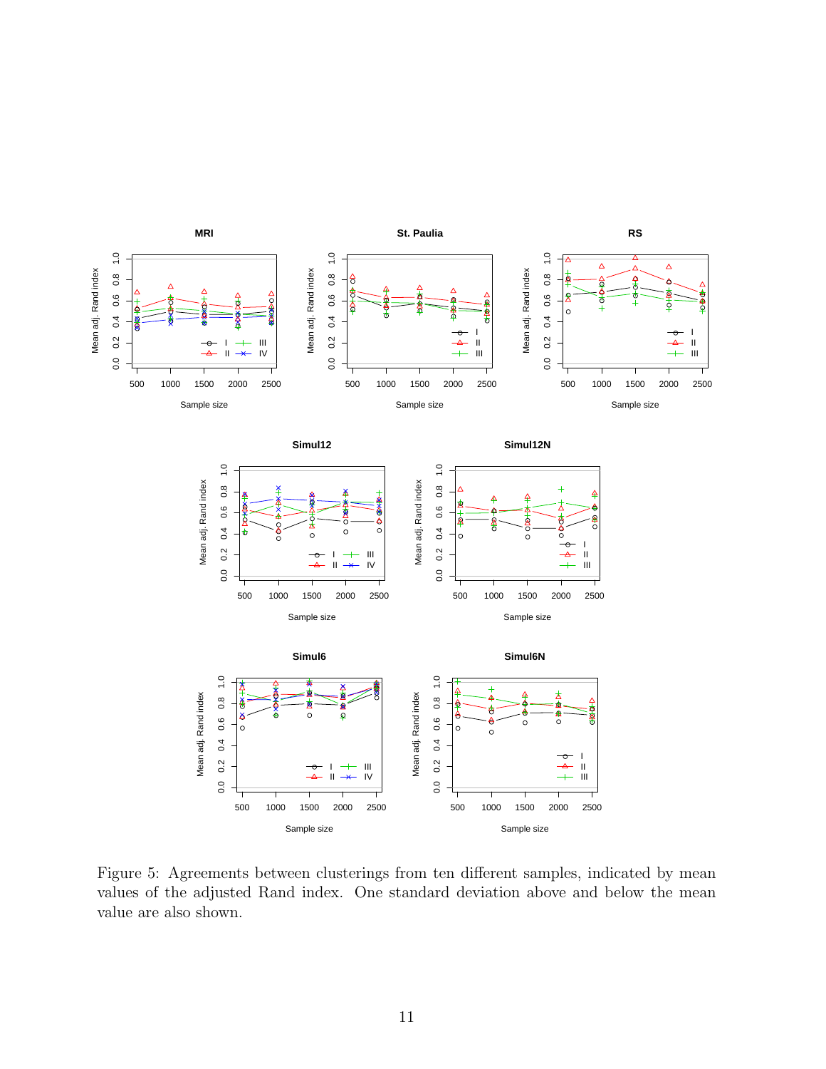Figure 5: Agreements between clusterings from ten different samples, indicated by mean values of the adjusted Rand index. One standard deviation above and below the mean value are also shown.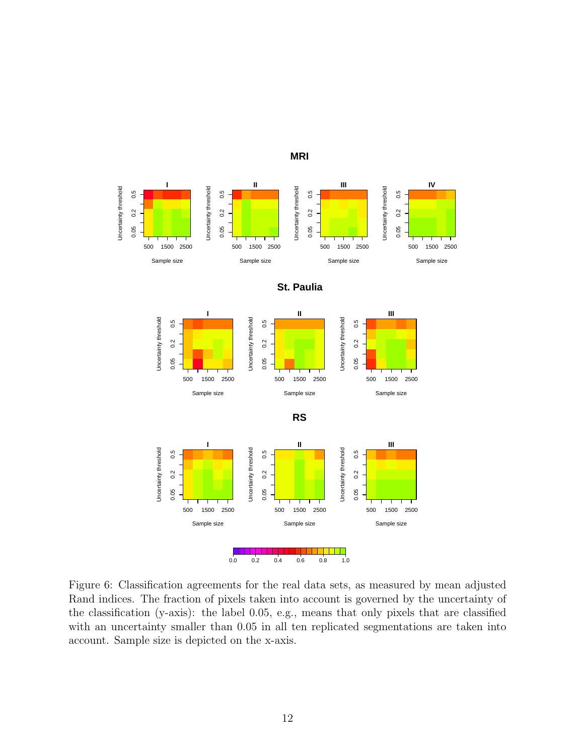Figure 6: Classification agreements for the real data sets, as measured by mean adjusted Rand indices. The fraction of pixels taken into account is governed by the uncertainty of the classification (y-axis): the label 0.05, e.g., means that only pixels that are classified with an uncertainty smaller than 0.05 in all ten replicated segmentations are taken into account. Sample size is depicted on the x-axis.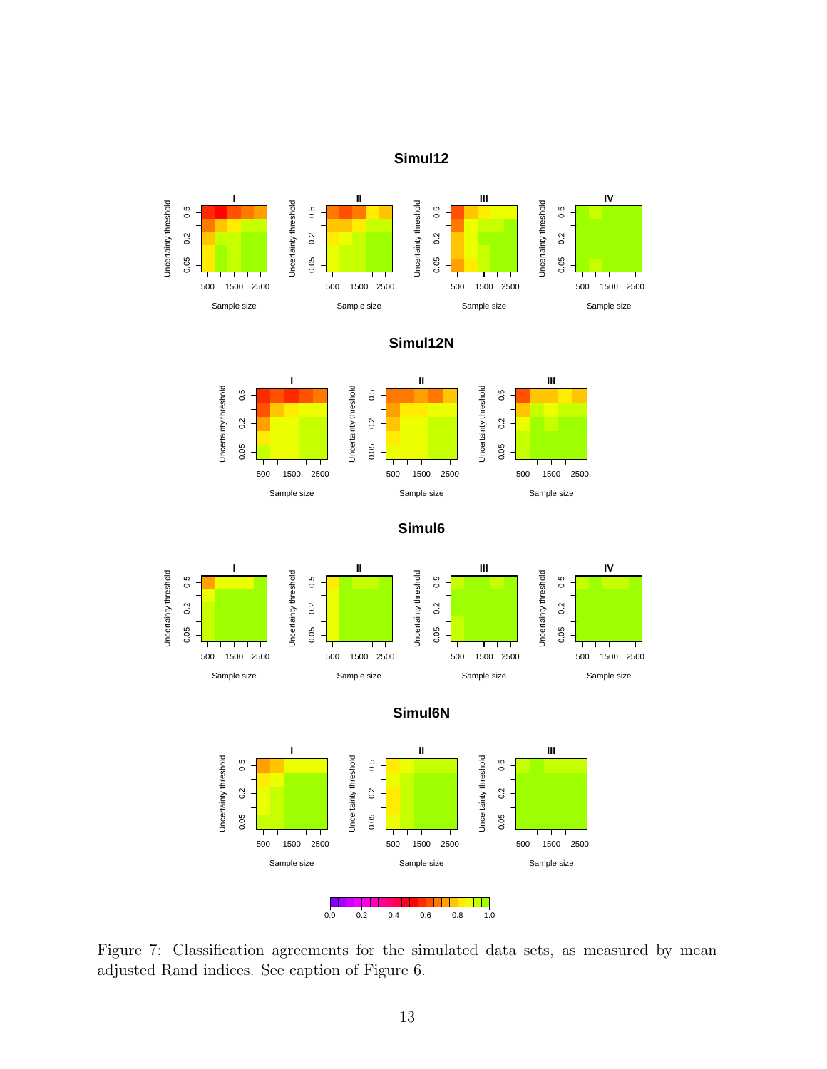Figure 7: Classification agreements for the simulated data sets, as measured by mean adjusted Rand indices. See caption of Figure 6.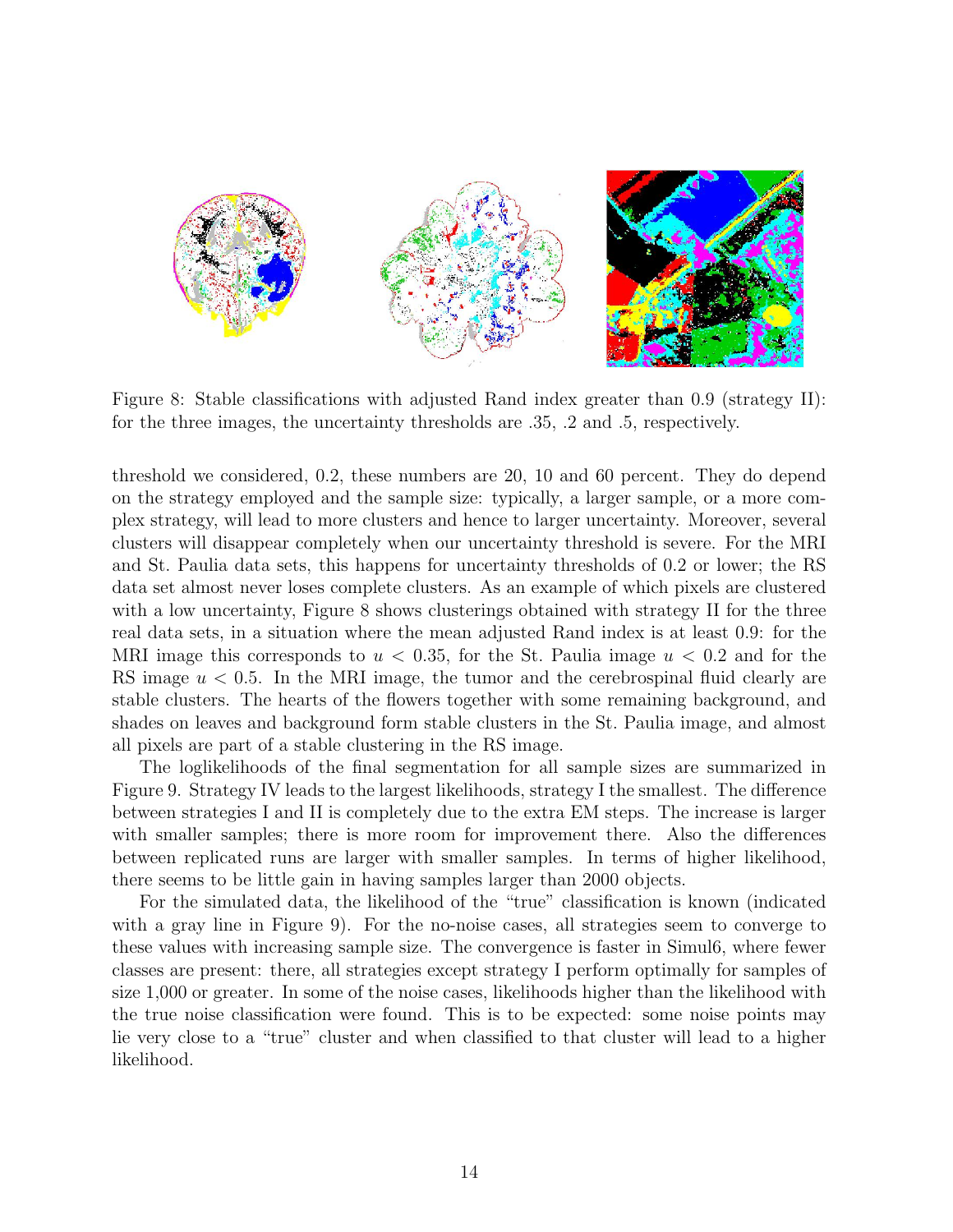Figure 8: Stable classifications with adjusted Rand index greater than 0.9 (strategy II): for the three images, the uncertainty thresholds are .35, .2 and .5, respectively.

threshold we considered, 0.2, these numbers are 20, 10 and 60 percent. They do depend on the strategy employed and the sample size: typically, a larger sample, or a more complex strategy, will lead to more clusters and hence to larger uncertainty. Moreover, several clusters will disappear completely when our uncertainty threshold is severe. For the MRI and St. Paulia data sets, this happens for uncertainty thresholds of 0.2 or lower; the RS data set almost never loses complete clusters. As an example of which pixels are clustered with a low uncertainty, Figure 8 shows clusterings obtained with strategy II for the three real data sets, in a situation where the mean adjusted Rand index is at least 0.9: for the MRI image this corresponds to $u < 0.35$, for the St. Paulia image $u < 0.2$ and for the RS image $u < 0.5$. In the MRI image, the tumor and the cerebrospinal fluid clearly are stable clusters. The hearts of the flowers together with some remaining background, and shades on leaves and background form stable clusters in the St. Paulia image, and almost all pixels are part of a stable clustering in the RS image.

The loglikelihoods of the final segmentation for all sample sizes are summarized in Figure 9. Strategy IV leads to the largest likelihoods, strategy I the smallest. The difference between strategies I and II is completely due to the extra EM steps. The increase is larger with smaller samples; there is more room for improvement there. Also the differences between replicated runs are larger with smaller samples. In terms of higher likelihood, there seems to be little gain in having samples larger than 2000 objects.

For the simulated data, the likelihood of the "true" classification is known (indicated with a gray line in Figure 9). For the no-noise cases, all strategies seem to converge to these values with increasing sample size. The convergence is faster in Simul6, where fewer classes are present: there, all strategies except strategy I perform optimally for samples of size 1,000 or greater. In some of the noise cases, likelihoods higher than the likelihood with the true noise classification were found. This is to be expected: some noise points may lie very close to a "true" cluster and when classified to that cluster will lead to a higher likelihood.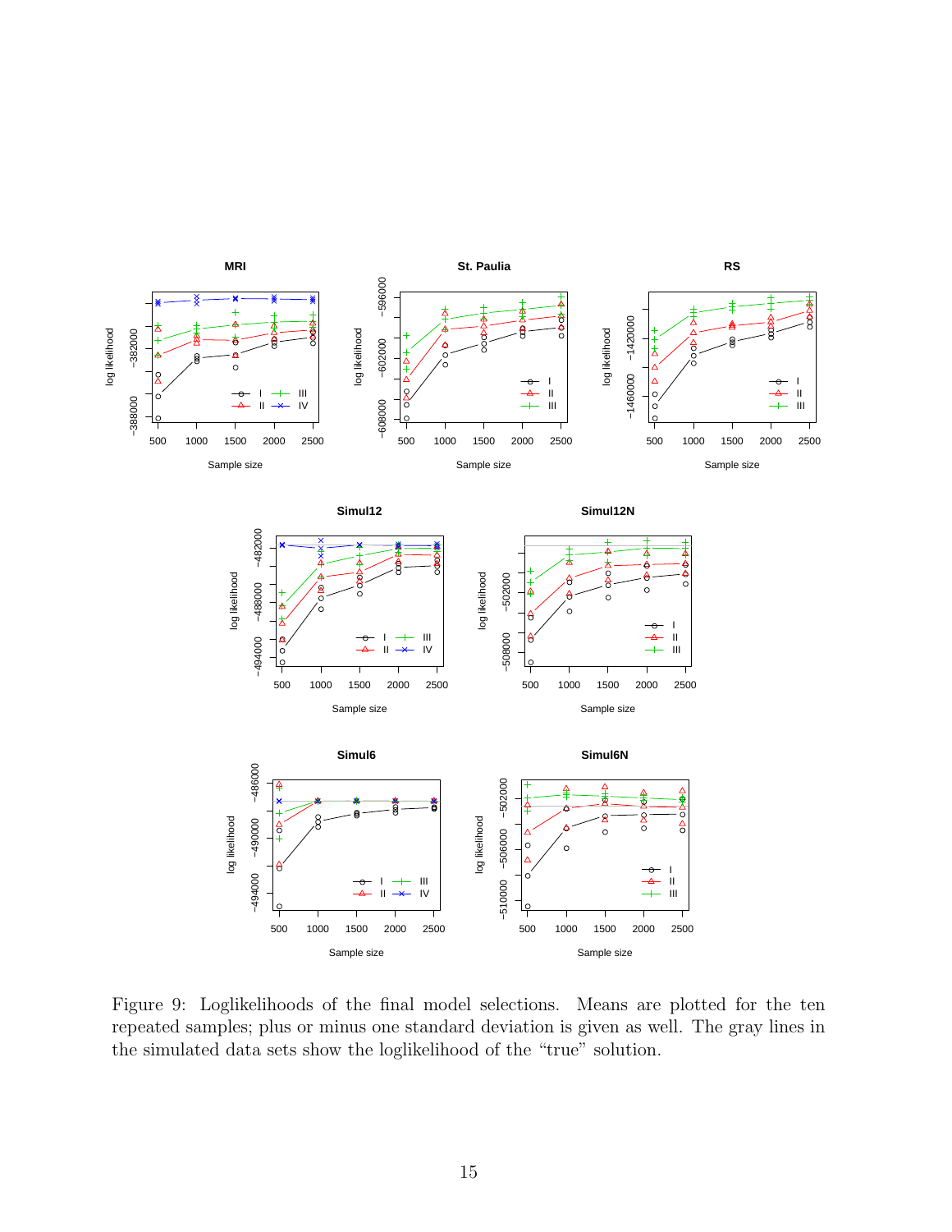Figure 9: Loglikelihoods of the final model selections. Means are plotted for the ten repeated samples; plus or minus one standard deviation is given as well. The gray lines in the simulated data sets show the loglikelihood of the “true” solution.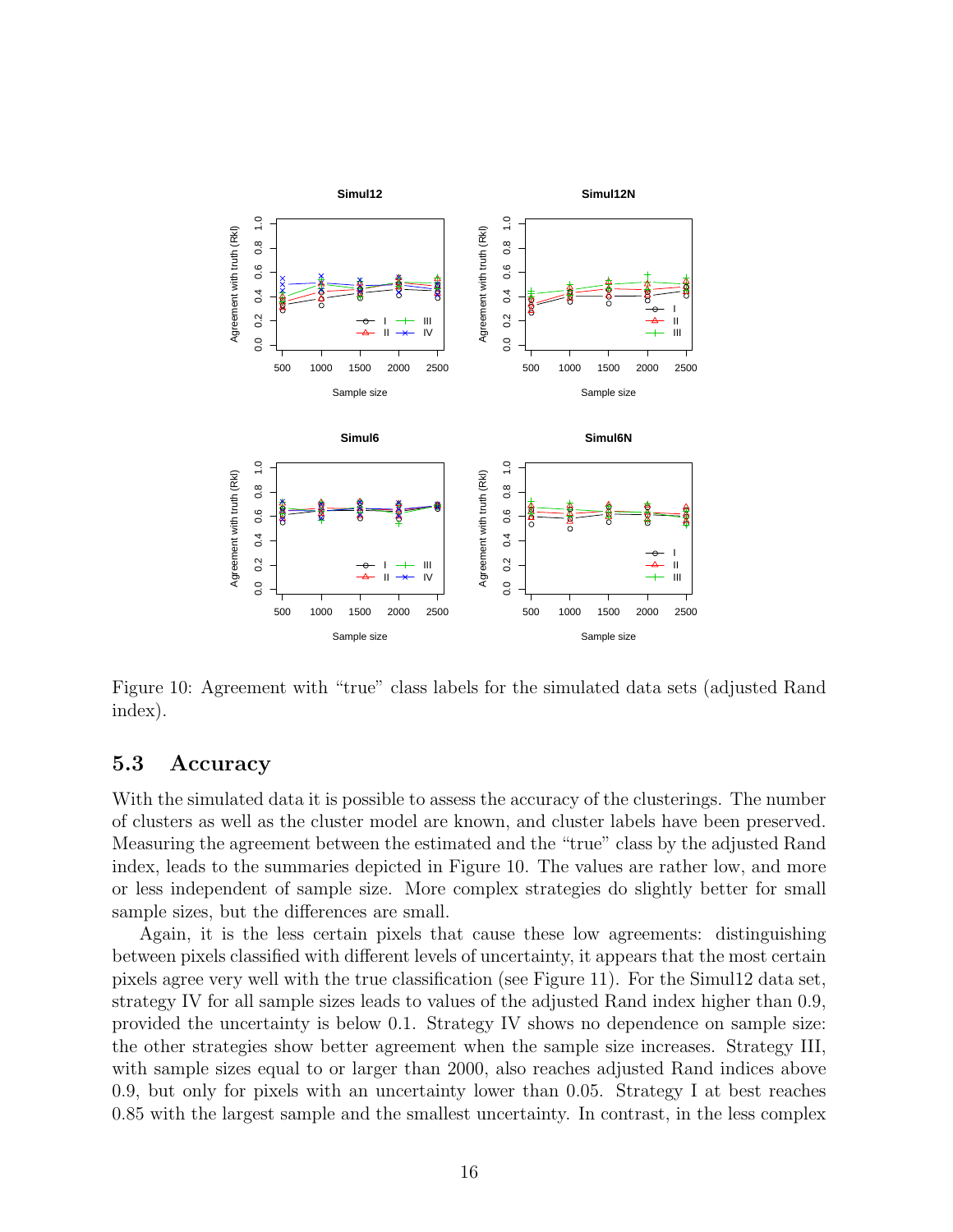Figure 10: Agreement with "true" class labels for the simulated data sets (adjusted Rand index).

### 5.3 Accuracy

With the simulated data it is possible to assess the accuracy of the clusterings. The number of clusters as well as the cluster model are known, and cluster labels have been preserved. Measuring the agreement between the estimated and the "true" class by the adjusted Rand index, leads to the summaries depicted in Figure 10. The values are rather low, and more or less independent of sample size. More complex strategies do slightly better for small sample sizes, but the differences are small.

Again, it is the less certain pixels that cause these low agreements: distinguishing between pixels classified with different levels of uncertainty, it appears that the most certain pixels agree very well with the true classification (see Figure 11). For the Simul12 data set, strategy IV for all sample sizes leads to values of the adjusted Rand index higher than 0.9, provided the uncertainty is below 0.1. Strategy IV shows no dependence on sample size: the other strategies show better agreement when the sample size increases. Strategy III, with sample sizes equal to or larger than 2000, also reaches adjusted Rand indices above 0.9, but only for pixels with an uncertainty lower than 0.05. Strategy I at best reaches 0.85 with the largest sample and the smallest uncertainty. In contrast, in the less complex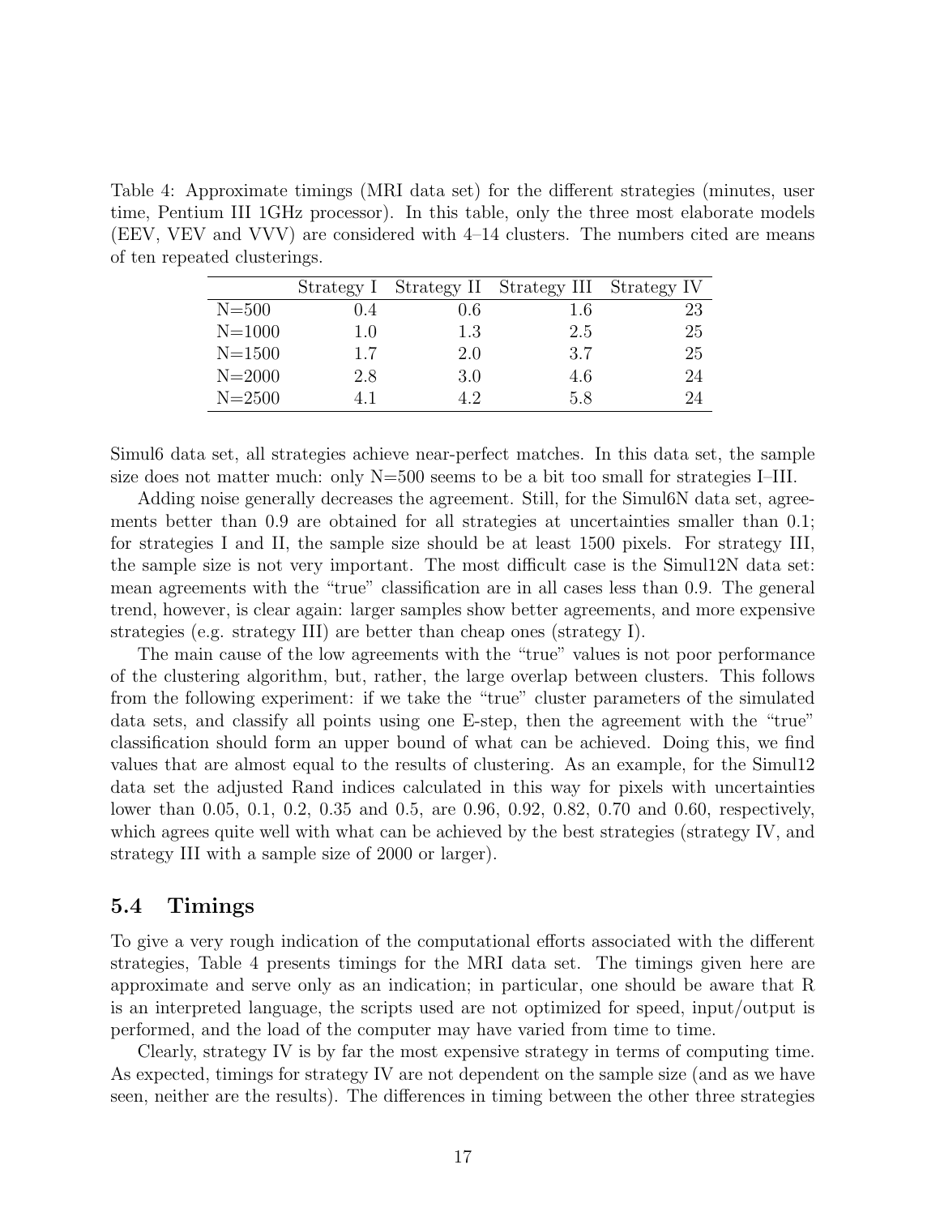Table 4: Approximate timings (MRI data set) for the different strategies (minutes, user time, Pentium III 1GHz processor). In this table, only the three most elaborate models (EEV, VEV and VVV) are considered with 4–14 clusters. The numbers cited are means of ten repeated clusterings.

| | Strategy I | Strategy II | Strategy III | Strategy IV |
|---|---|---|---|---|
| N=500 | 0.4 | 0.6 | 1.6 | 23 |
| N=1000 | 1.0 | 1.3 | 2.5 | 25 |
| N=1500 | 1.7 | 2.0 | 3.7 | 25 |
| N=2000 | 2.8 | 3.0 | 4.6 | 24 |
| N=2500 | 4.1 | 4.2 | 5.8 | 24 |

Simul6 data set, all strategies achieve near-perfect matches. In this data set, the sample size does not matter much: only N=500 seems to be a bit too small for strategies I–III.

Adding noise generally decreases the agreement. Still, for the Simul6N data set, agreements better than 0.9 are obtained for all strategies at uncertainties smaller than 0.1; for strategies I and II, the sample size should be at least 1500 pixels. For strategy III, the sample size is not very important. The most difficult case is the Simul12N data set: mean agreements with the "true" classification are in all cases less than 0.9. The general trend, however, is clear again: larger samples show better agreements, and more expensive strategies (e.g. strategy III) are better than cheap ones (strategy I).

The main cause of the low agreements with the "true" values is not poor performance of the clustering algorithm, but, rather, the large overlap between clusters. This follows from the following experiment: if we take the "true" cluster parameters of the simulated data sets, and classify all points using one E-step, then the agreement with the "true" classification should form an upper bound of what can be achieved. Doing this, we find values that are almost equal to the results of clustering. As an example, for the Simul12 data set the adjusted Rand indices calculated in this way for pixels with uncertainties lower than 0.05, 0.1, 0.2, 0.35 and 0.5, are 0.96, 0.92, 0.82, 0.70 and 0.60, respectively, which agrees quite well with what can be achieved by the best strategies (strategy IV, and strategy III with a sample size of 2000 or larger).

## 5.4 Timings

To give a very rough indication of the computational efforts associated with the different strategies, Table 4 presents timings for the MRI data set. The timings given here are approximate and serve only as an indication; in particular, one should be aware that R is an interpreted language, the scripts used are not optimized for speed, input/output is performed, and the load of the computer may have varied from time to time.

Clearly, strategy IV is by far the most expensive strategy in terms of computing time. As expected, timings for strategy IV are not dependent on the sample size (and as we have seen, neither are the results). The differences in timing between the other three strategies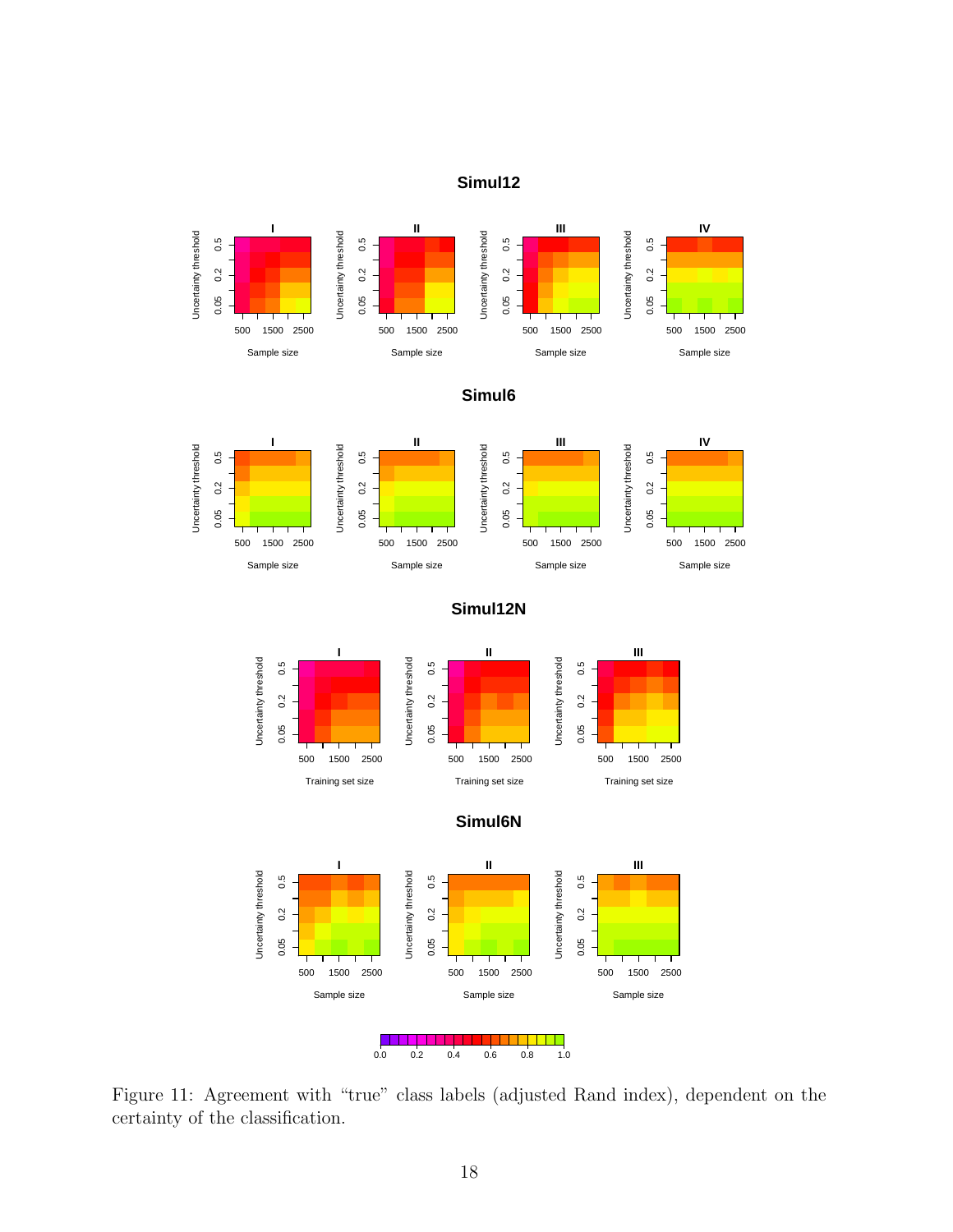Figure 11: Agreement with "true" class labels (adjusted Rand index), dependent on the certainty of the classification.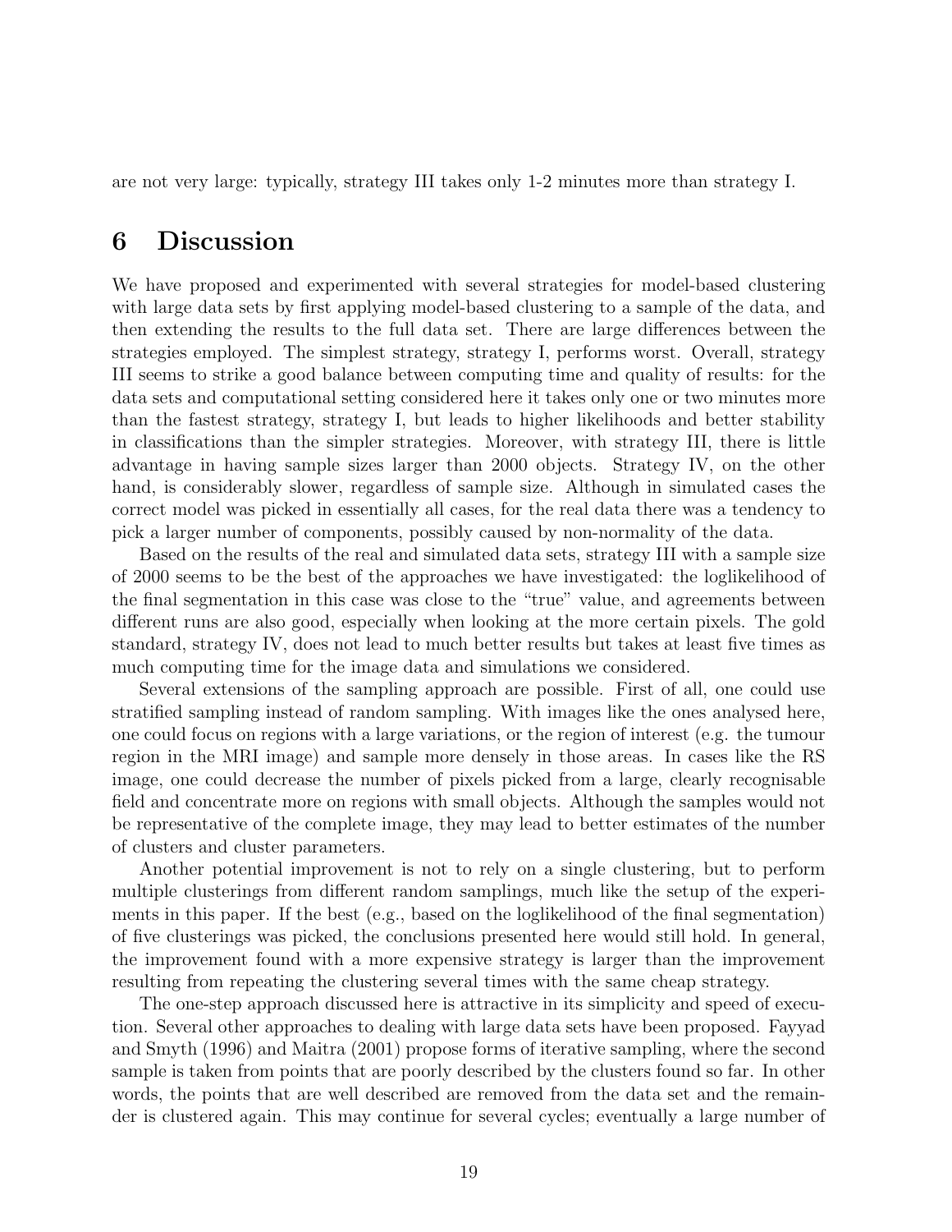are not very large: typically, strategy III takes only 1-2 minutes more than strategy I.

## 6 Discussion

We have proposed and experimented with several strategies for model-based clustering with large data sets by first applying model-based clustering to a sample of the data, and then extending the results to the full data set. There are large differences between the strategies employed. The simplest strategy, strategy I, performs worst. Overall, strategy III seems to strike a good balance between computing time and quality of results: for the data sets and computational setting considered here it takes only one or two minutes more than the fastest strategy, strategy I, but leads to higher likelihoods and better stability in classifications than the simpler strategies. Moreover, with strategy III, there is little advantage in having sample sizes larger than 2000 objects. Strategy IV, on the other hand, is considerably slower, regardless of sample size. Although in simulated cases the correct model was picked in essentially all cases, for the real data there was a tendency to pick a larger number of components, possibly caused by non-normality of the data.

Based on the results of the real and simulated data sets, strategy III with a sample size of 2000 seems to be the best of the approaches we have investigated: the loglikelihood of the final segmentation in this case was close to the "true" value, and agreements between different runs are also good, especially when looking at the more certain pixels. The gold standard, strategy IV, does not lead to much better results but takes at least five times as much computing time for the image data and simulations we considered.

Several extensions of the sampling approach are possible. First of all, one could use stratified sampling instead of random sampling. With images like the ones analysed here, one could focus on regions with a large variations, or the region of interest (e.g. the tumour region in the MRI image) and sample more densely in those areas. In cases like the RS image, one could decrease the number of pixels picked from a large, clearly recognisable field and concentrate more on regions with small objects. Although the samples would not be representative of the complete image, they may lead to better estimates of the number of clusters and cluster parameters.

Another potential improvement is not to rely on a single clustering, but to perform multiple clusterings from different random samplings, much like the setup of the experiments in this paper. If the best (e.g., based on the loglikelihood of the final segmentation) of five clusterings was picked, the conclusions presented here would still hold. In general, the improvement found with a more expensive strategy is larger than the improvement resulting from repeating the clustering several times with the same cheap strategy.

The one-step approach discussed here is attractive in its simplicity and speed of execution. Several other approaches to dealing with large data sets have been proposed. Fayyad and Smyth (1996) and Maitra (2001) propose forms of iterative sampling, where the second sample is taken from points that are poorly described by the clusters found so far. In other words, the points that are well described are removed from the data set and the remainder is clustered again. This may continue for several cycles; eventually a large number of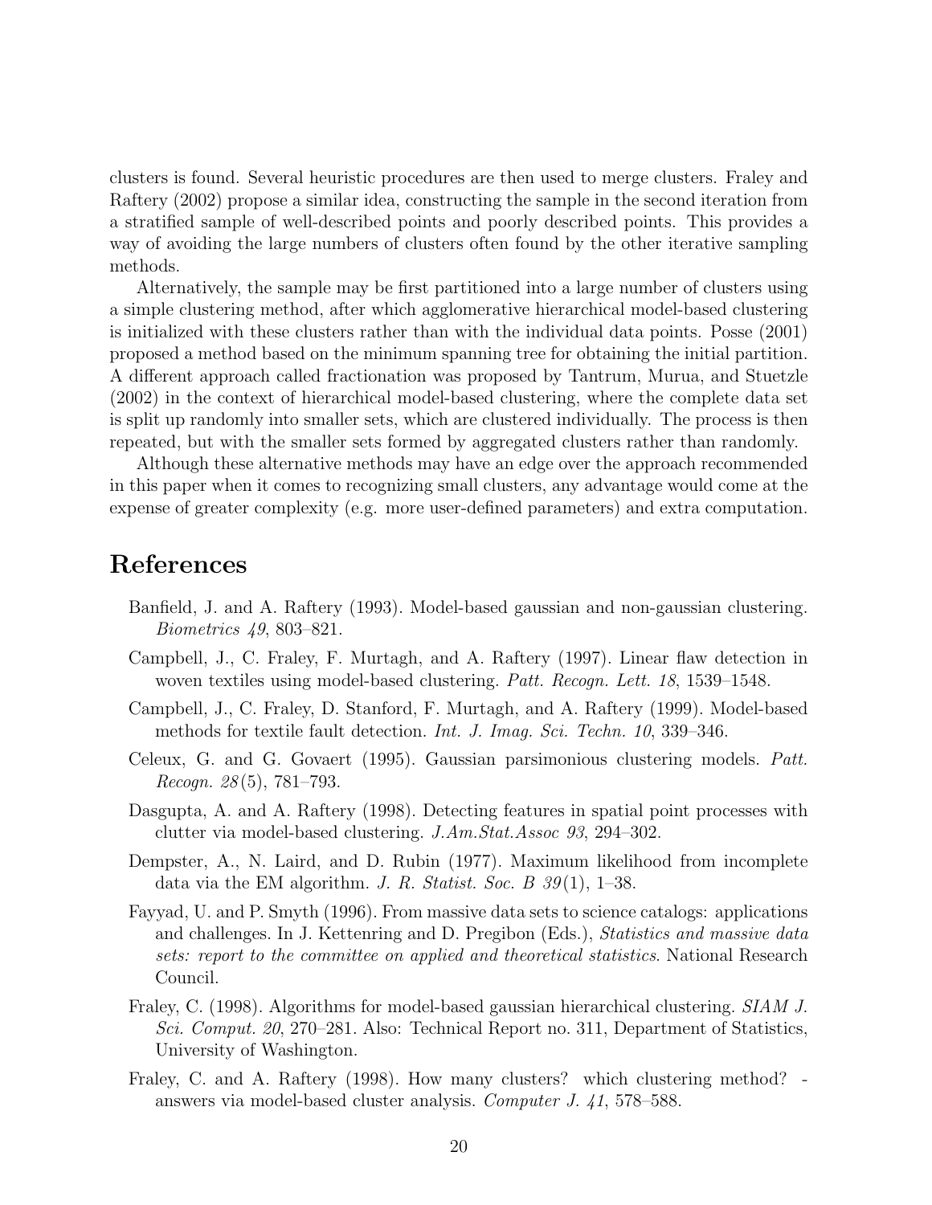clusters is found. Several heuristic procedures are then used to merge clusters. Fraley and Raftery (2002) propose a similar idea, constructing the sample in the second iteration from a stratified sample of well-described points and poorly described points. This provides a way of avoiding the large numbers of clusters often found by the other iterative sampling methods.

Alternatively, the sample may be first partitioned into a large number of clusters using a simple clustering method, after which agglomerative hierarchical model-based clustering is initialized with these clusters rather than with the individual data points. Posse (2001) proposed a method based on the minimum spanning tree for obtaining the initial partition. A different approach called fractionation was proposed by Tantrum, Murua, and Stuetzle (2002) in the context of hierarchical model-based clustering, where the complete data set is split up randomly into smaller sets, which are clustered individually. The process is then repeated, but with the smaller sets formed by aggregated clusters rather than randomly.

Although these alternative methods may have an edge over the approach recommended in this paper when it comes to recognizing small clusters, any advantage would come at the expense of greater complexity (e.g. more user-defined parameters) and extra computation.

# References

Banfield, J. and A. Raftery (1993). Model-based gaussian and non-gaussian clustering. *Biometrics 49*, 803–821.

Campbell, J., C. Fraley, F. Murtagh, and A. Raftery (1997). Linear flaw detection in woven textiles using model-based clustering. *Patt. Recogn. Lett. 18*, 1539–1548.

Campbell, J., C. Fraley, D. Stanford, F. Murtagh, and A. Raftery (1999). Model-based methods for textile fault detection. *Int. J. Imag. Sci. Techn. 10*, 339–346.

Celeux, G. and G. Govaert (1995). Gaussian parsimonious clustering models. *Patt. Recogn. 28*(5), 781–793.

Dasgupta, A. and A. Raftery (1998). Detecting features in spatial point processes with clutter via model-based clustering. *J.Am.Stat.Assoc 93*, 294–302.

Dempster, A., N. Laird, and D. Rubin (1977). Maximum likelihood from incomplete data via the EM algorithm. *J. R. Statist. Soc. B 39*(1), 1–38.

Fayyad, U. and P. Smyth (1996). From massive data sets to science catalogs: applications and challenges. In J. Kettenring and D. Pregibon (Eds.), *Statistics and massive data sets: report to the committee on applied and theoretical statistics*. National Research Council.

Fraley, C. (1998). Algorithms for model-based gaussian hierarchical clustering. *SIAM J. Sci. Comput. 20*, 270–281. Also: Technical Report no. 311, Department of Statistics, University of Washington.

Fraley, C. and A. Raftery (1998). How many clusters? which clustering method? - answers via model-based cluster analysis. *Computer J. 41*, 578–588.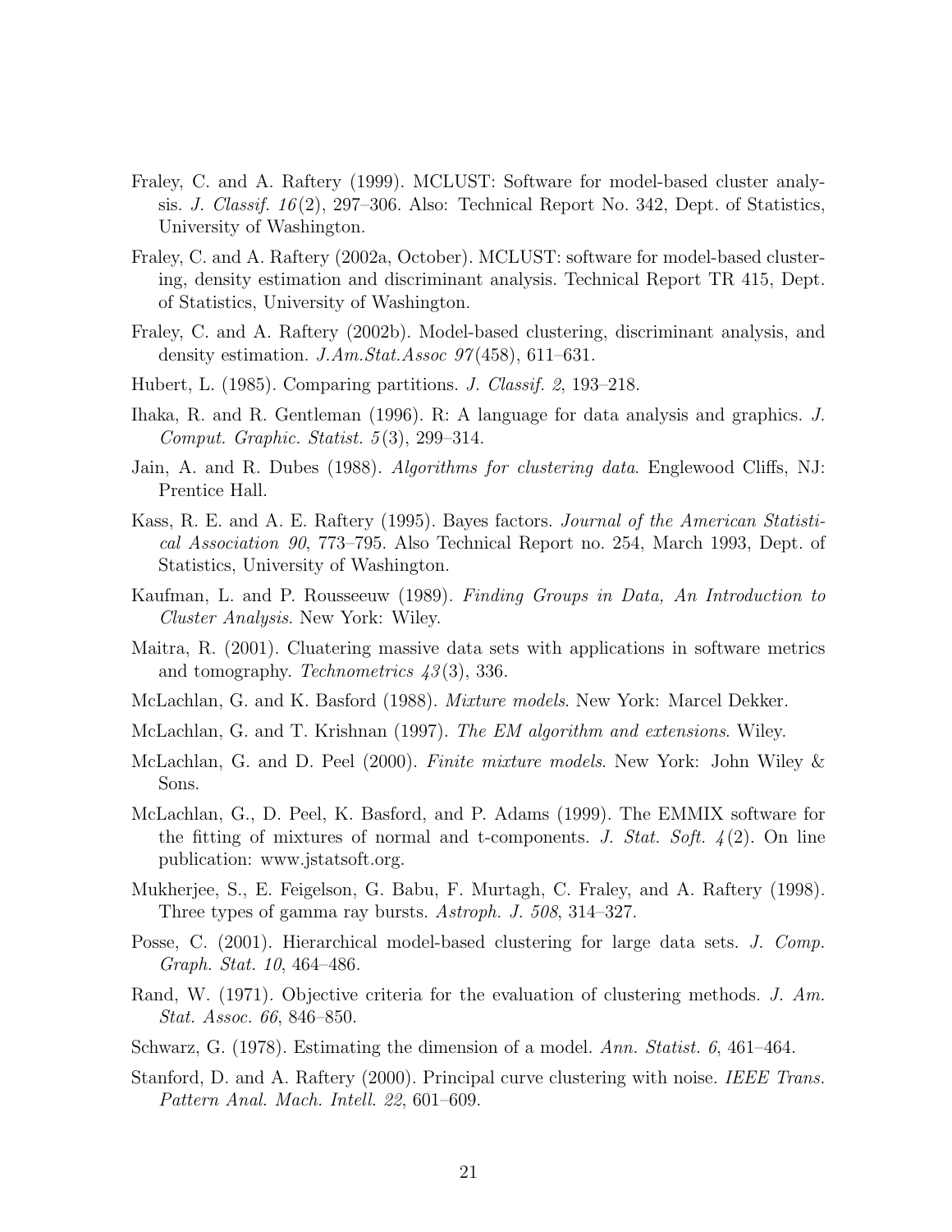Fraley, C. and A. Raftery (1999). MCLUST: Software for model-based cluster analysis. *J. Classif. 16*(2), 297–306. Also: Technical Report No. 342, Dept. of Statistics, University of Washington.

Fraley, C. and A. Raftery (2002a, October). MCLUST: software for model-based clustering, density estimation and discriminant analysis. Technical Report TR 415, Dept. of Statistics, University of Washington.

Fraley, C. and A. Raftery (2002b). Model-based clustering, discriminant analysis, and density estimation. *J.Am.Stat.Assoc 97*(458), 611–631.

Hubert, L. (1985). Comparing partitions. *J. Classif. 2*, 193–218.

Ihaka, R. and R. Gentleman (1996). R: A language for data analysis and graphics. *J. Comput. Graphic. Statist. 5*(3), 299–314.

Jain, A. and R. Dubes (1988). *Algorithms for clustering data*. Englewood Cliffs, NJ: Prentice Hall.

Kass, R. E. and A. E. Raftery (1995). Bayes factors. *Journal of the American Statistical Association 90*, 773–795. Also Technical Report no. 254, March 1993, Dept. of Statistics, University of Washington.

Kaufman, L. and P. Rousseeuw (1989). *Finding Groups in Data, An Introduction to Cluster Analysis*. New York: Wiley.

Maitra, R. (2001). Cluatering massive data sets with applications in software metrics and tomography. *Technometrics 43*(3), 336.

McLachlan, G. and K. Basford (1988). *Mixture models*. New York: Marcel Dekker.

McLachlan, G. and T. Krishnan (1997). *The EM algorithm and extensions*. Wiley.

McLachlan, G. and D. Peel (2000). *Finite mixture models*. New York: John Wiley & Sons.

McLachlan, G., D. Peel, K. Basford, and P. Adams (1999). The EMMIX software for the fitting of mixtures of normal and t-components. *J. Stat. Soft. 4*(2). On line publication: www.jstatsoft.org.

Mukherjee, S., E. Feigelson, G. Babu, F. Murtagh, C. Fraley, and A. Raftery (1998). Three types of gamma ray bursts. *Astroph. J. 508*, 314–327.

Posse, C. (2001). Hierarchical model-based clustering for large data sets. *J. Comp. Graph. Stat. 10*, 464–486.

Rand, W. (1971). Objective criteria for the evaluation of clustering methods. *J. Am. Stat. Assoc. 66*, 846–850.

Schwarz, G. (1978). Estimating the dimension of a model. *Ann. Statist. 6*, 461–464.

Stanford, D. and A. Raftery (2000). Principal curve clustering with noise. *IEEE Trans. Pattern Anal. Mach. Intell. 22*, 601–609.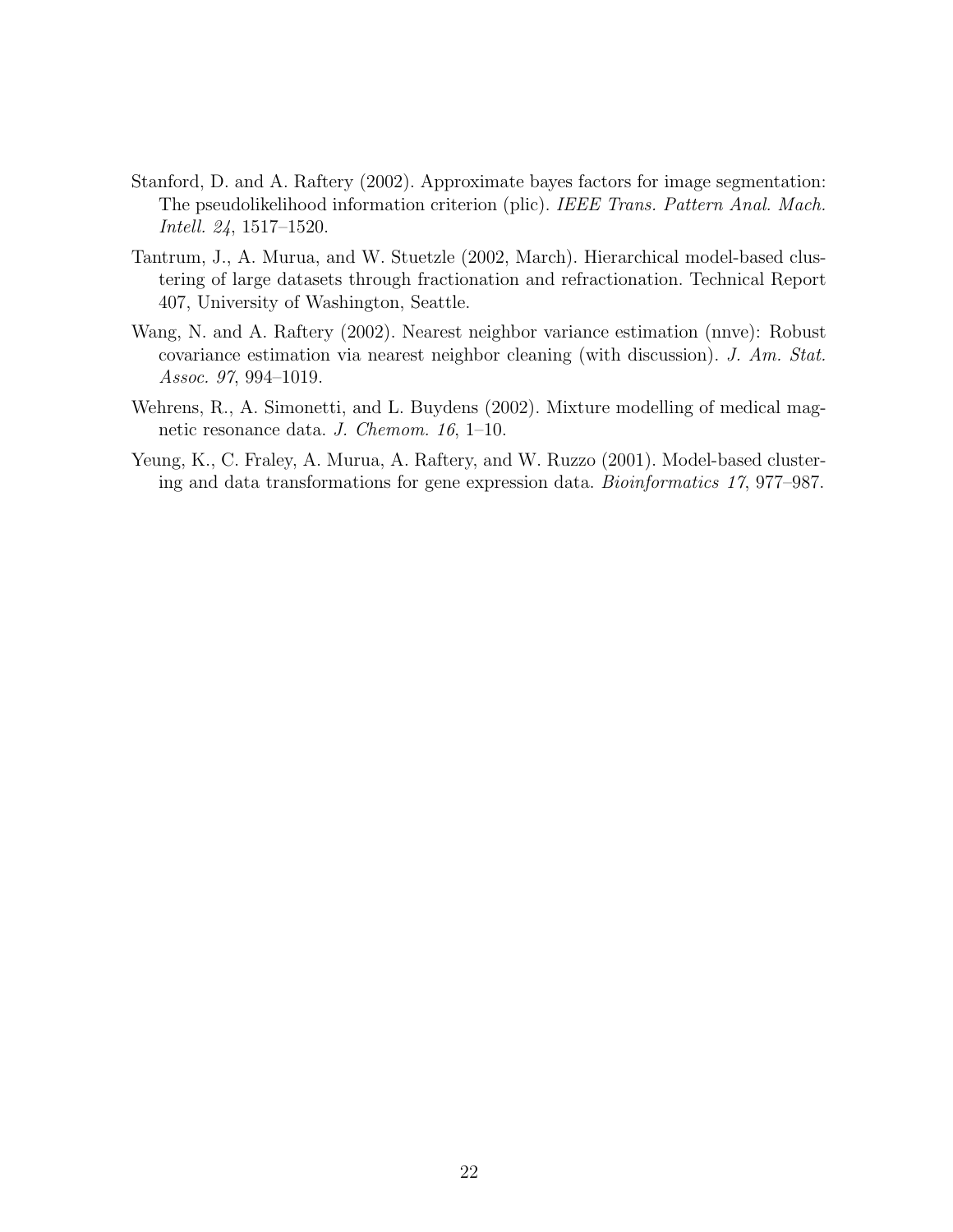Stanford, D. and A. Raftery (2002). Approximate bayes factors for image segmentation: The pseudolikelihood information criterion (plic). *IEEE Trans. Pattern Anal. Mach. Intell. 24*, 1517–1520.

Tantrum, J., A. Murua, and W. Stuetzle (2002, March). Hierarchical model-based clustering of large datasets through fractionation and refractionation. Technical Report 407, University of Washington, Seattle.

Wang, N. and A. Raftery (2002). Nearest neighbor variance estimation (nnve): Robust covariance estimation via nearest neighbor cleaning (with discussion). *J. Am. Stat. Assoc. 97*, 994–1019.

Wehrens, R., A. Simonetti, and L. Buydens (2002). Mixture modelling of medical magnetic resonance data. *J. Chemom. 16*, 1–10.

Yeung, K., C. Fraley, A. Murua, A. Raftery, and W. Ruzzo (2001). Model-based clustering and data transformations for gene expression data. *Bioinformatics 17*, 977–987.